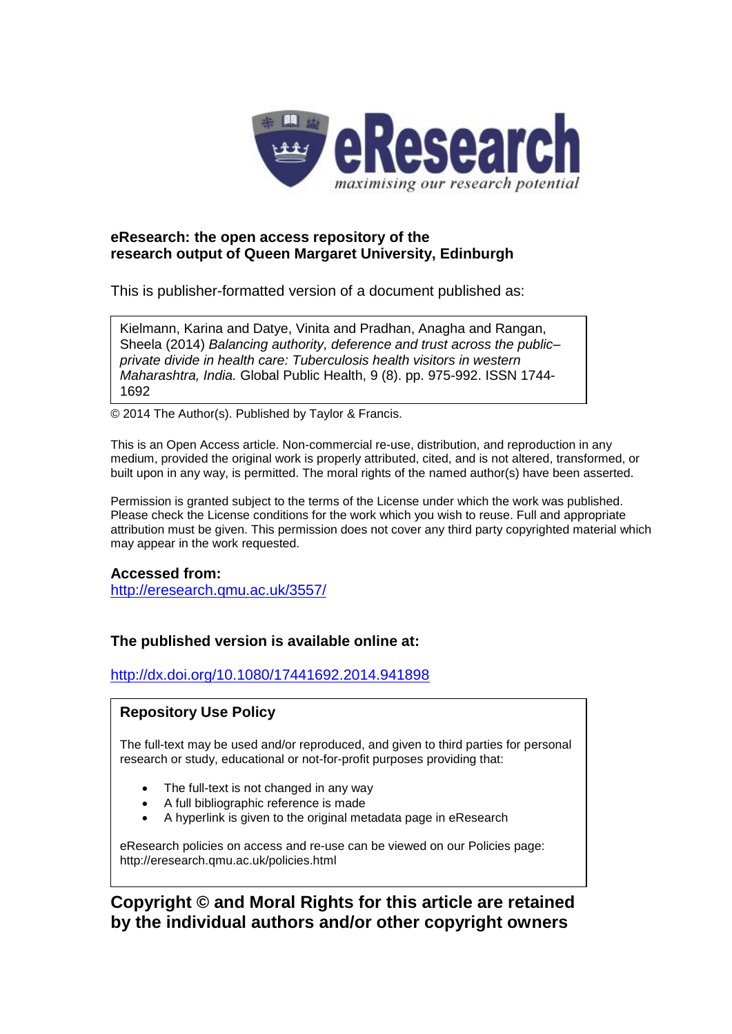eResearch

*maximising our research potential*

**eResearch: the open access repository of the research output of Queen Margaret University, Edinburgh**

This is publisher-formatted version of a document published as:

Kielmann, Karina and Datye, Vinita and Pradhan, Anagha and Rangan, Sheela (2014) *Balancing authority, deference and trust across the public–private divide in health care: Tuberculosis health visitors in western Maharashtra, India.* Global Public Health, 9 (8). pp. 975-992. ISSN 1744-1692

© 2014 The Author(s). Published by Taylor & Francis.

This is an Open Access article. Non-commercial re-use, distribution, and reproduction in any medium, provided the original work is properly attributed, cited, and is not altered, transformed, or built upon in any way, is permitted. The moral rights of the named author(s) have been asserted.

Permission is granted subject to the terms of the License under which the work was published. Please check the License conditions for the work which you wish to reuse. Full and appropriate attribution must be given. This permission does not cover any third party copyrighted material which may appear in the work requested.

**Accessed from:**

http://eresearch.qmu.ac.uk/3557/

**The published version is available online at:**

http://dx.doi.org/10.1080/17441692.2014.941898

**Repository Use Policy**

The full-text may be used and/or reproduced, and given to third parties for personal research or study, educational or not-for-profit purposes providing that:

- The full-text is not changed in any way
- A full bibliographic reference is made
- A hyperlink is given to the original metadata page in eResearch

eResearch policies on access and re-use can be viewed on our Policies page: http://eresearch.qmu.ac.uk/policies.html

**Copyright © and Moral Rights for this article are retained by the individual authors and/or other copyright owners**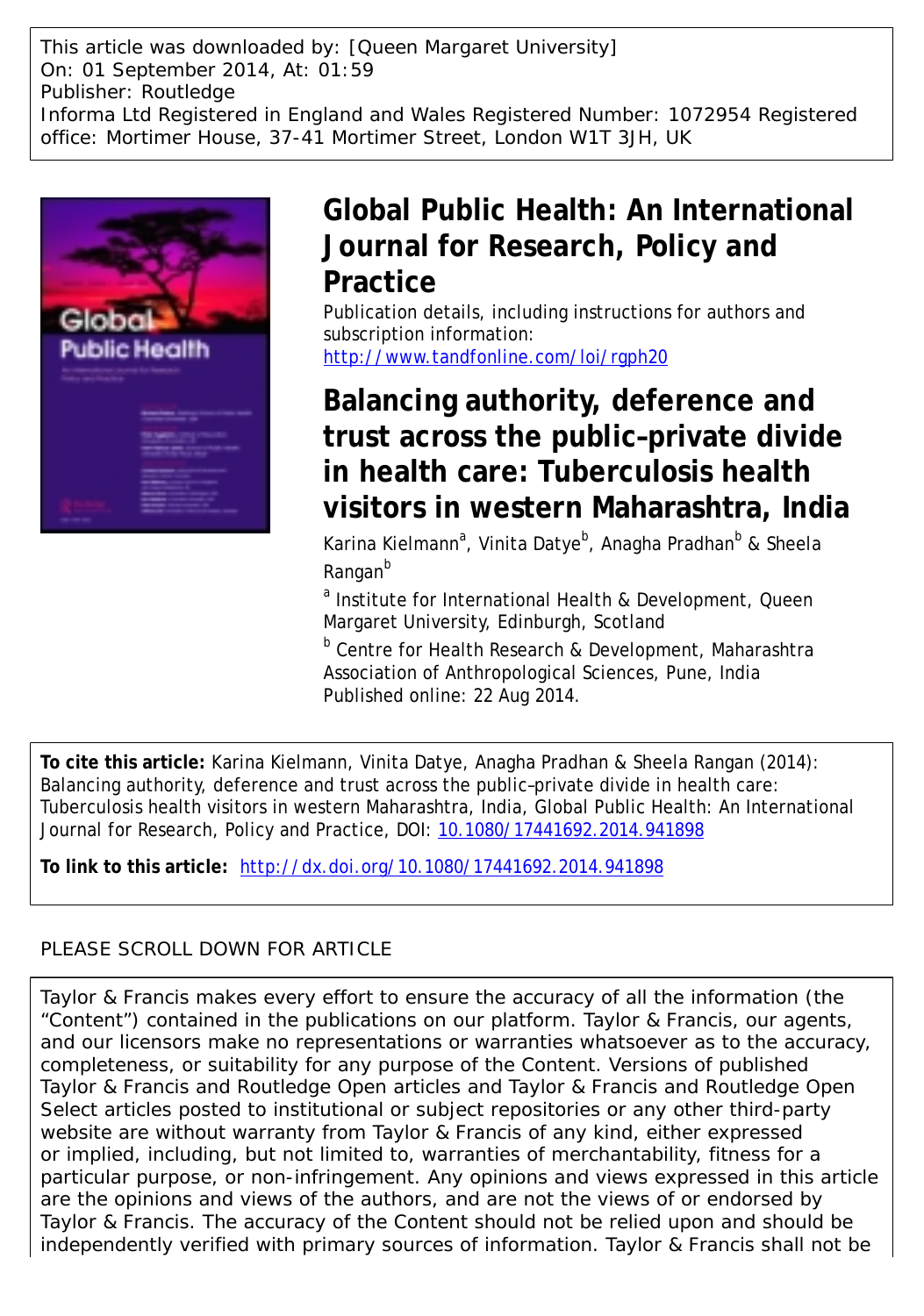This article was downloaded by: [Queen Margaret University]
On: 01 September 2014, At: 01:59
Publisher: Routledge
Informa Ltd Registered in England and Wales Registered Number: 1072954 Registered office: Mortimer House, 37-41 Mortimer Street, London W1T 3JH, UK

# Global Public Health: An International Journal for Research, Policy and Practice

Publication details, including instructions for authors and subscription information:
http://www.tandfonline.com/loi/rgph20

# Balancing authority, deference and trust across the public–private divide in health care: Tuberculosis health visitors in western Maharashtra, India

Karina Kielmann[a], Vinita Datye[b], Anagha Pradhan[b] & Sheela Rangan[b]

[a] Institute for International Health & Development, Queen Margaret University, Edinburgh, Scotland

[b] Centre for Health Research & Development, Maharashtra Association of Anthropological Sciences, Pune, India

Published online: 22 Aug 2014.

**To cite this article:** Karina Kielmann, Vinita Datye, Anagha Pradhan & Sheela Rangan (2014): Balancing authority, deference and trust across the public–private divide in health care: Tuberculosis health visitors in western Maharashtra, India, Global Public Health: An International Journal for Research, Policy and Practice, DOI: 10.1080/17441692.2014.941898

**To link to this article:** http://dx.doi.org/10.1080/17441692.2014.941898

PLEASE SCROLL DOWN FOR ARTICLE

Taylor & Francis makes every effort to ensure the accuracy of all the information (the "Content") contained in the publications on our platform. Taylor & Francis, our agents, and our licensors make no representations or warranties whatsoever as to the accuracy, completeness, or suitability for any purpose of the Content. Versions of published Taylor & Francis and Routledge Open articles and Taylor & Francis and Routledge Open Select articles posted to institutional or subject repositories or any other third-party website are without warranty from Taylor & Francis of any kind, either expressed or implied, including, but not limited to, warranties of merchantability, fitness for a particular purpose, or non-infringement. Any opinions and views expressed in this article are the opinions and views of the authors, and are not the views of or endorsed by Taylor & Francis. The accuracy of the Content should not be relied upon and should be independently verified with primary sources of information. Taylor & Francis shall not be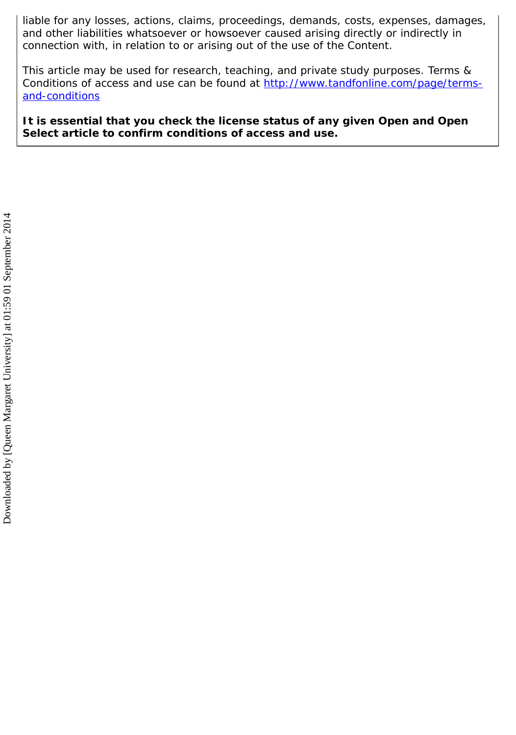liable for any losses, actions, claims, proceedings, demands, costs, expenses, damages, and other liabilities whatsoever or howsoever caused arising directly or indirectly in connection with, in relation to or arising out of the use of the Content.

This article may be used for research, teaching, and private study purposes. Terms & Conditions of access and use can be found at http://www.tandfonline.com/page/terms-and-conditions

**It is essential that you check the license status of any given Open and Open Select article to confirm conditions of access and use.**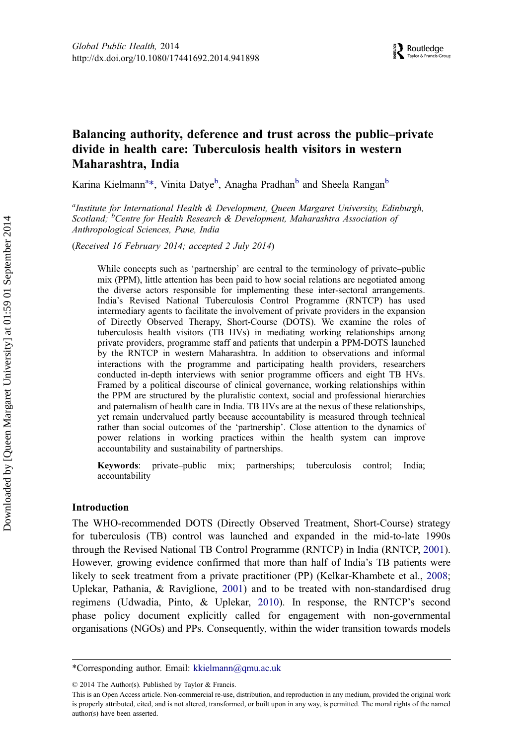# Balancing authority, deference and trust across the public–private divide in health care: Tuberculosis health visitors in western Maharashtra, India

Karina Kielmann[a*], Vinita Datye[b], Anagha Pradhan[b] and Sheela Rangan[b]

[a]*Institute for International Health & Development, Queen Margaret University, Edinburgh, Scotland;* [b]*Centre for Health Research & Development, Maharashtra Association of Anthropological Sciences, Pune, India*

(*Received 16 February 2014; accepted 2 July 2014*)

While concepts such as 'partnership' are central to the terminology of private–public mix (PPM), little attention has been paid to how social relations are negotiated among the diverse actors responsible for implementing these inter-sectoral arrangements. India's Revised National Tuberculosis Control Programme (RNTCP) has used intermediary agents to facilitate the involvement of private providers in the expansion of Directly Observed Therapy, Short-Course (DOTS). We examine the roles of tuberculosis health visitors (TB HVs) in mediating working relationships among private providers, programme staff and patients that underpin a PPM-DOTS launched by the RNTCP in western Maharashtra. In addition to observations and informal interactions with the programme and participating health providers, researchers conducted in-depth interviews with senior programme officers and eight TB HVs. Framed by a political discourse of clinical governance, working relationships within the PPM are structured by the pluralistic context, social and professional hierarchies and paternalism of health care in India. TB HVs are at the nexus of these relationships, yet remain undervalued partly because accountability is measured through technical rather than social outcomes of the 'partnership'. Close attention to the dynamics of power relations in working practices within the health system can improve accountability and sustainability of partnerships.

**Keywords**: private–public mix; partnerships; tuberculosis control; India; accountability

## Introduction

The WHO-recommended DOTS (Directly Observed Treatment, Short-Course) strategy for tuberculosis (TB) control was launched and expanded in the mid-to-late 1990s through the Revised National TB Control Programme (RNTCP) in India (RNTCP, 2001). However, growing evidence confirmed that more than half of India's TB patients were likely to seek treatment from a private practitioner (PP) (Kelkar-Khambete et al., 2008; Uplekar, Pathania, & Raviglione, 2001) and to be treated with non-standardised drug regimens (Udwadia, Pinto, & Uplekar, 2010). In response, the RNTCP's second phase policy document explicitly called for engagement with non-governmental organisations (NGOs) and PPs. Consequently, within the wider transition towards models

*Corresponding author. Email: kkielmann@qmu.ac.uk

© 2014 The Author(s). Published by Taylor & Francis.

This is an Open Access article. Non-commercial re-use, distribution, and reproduction in any medium, provided the original work is properly attributed, cited, and is not altered, transformed, or built upon in any way, is permitted. The moral rights of the named author(s) have been asserted.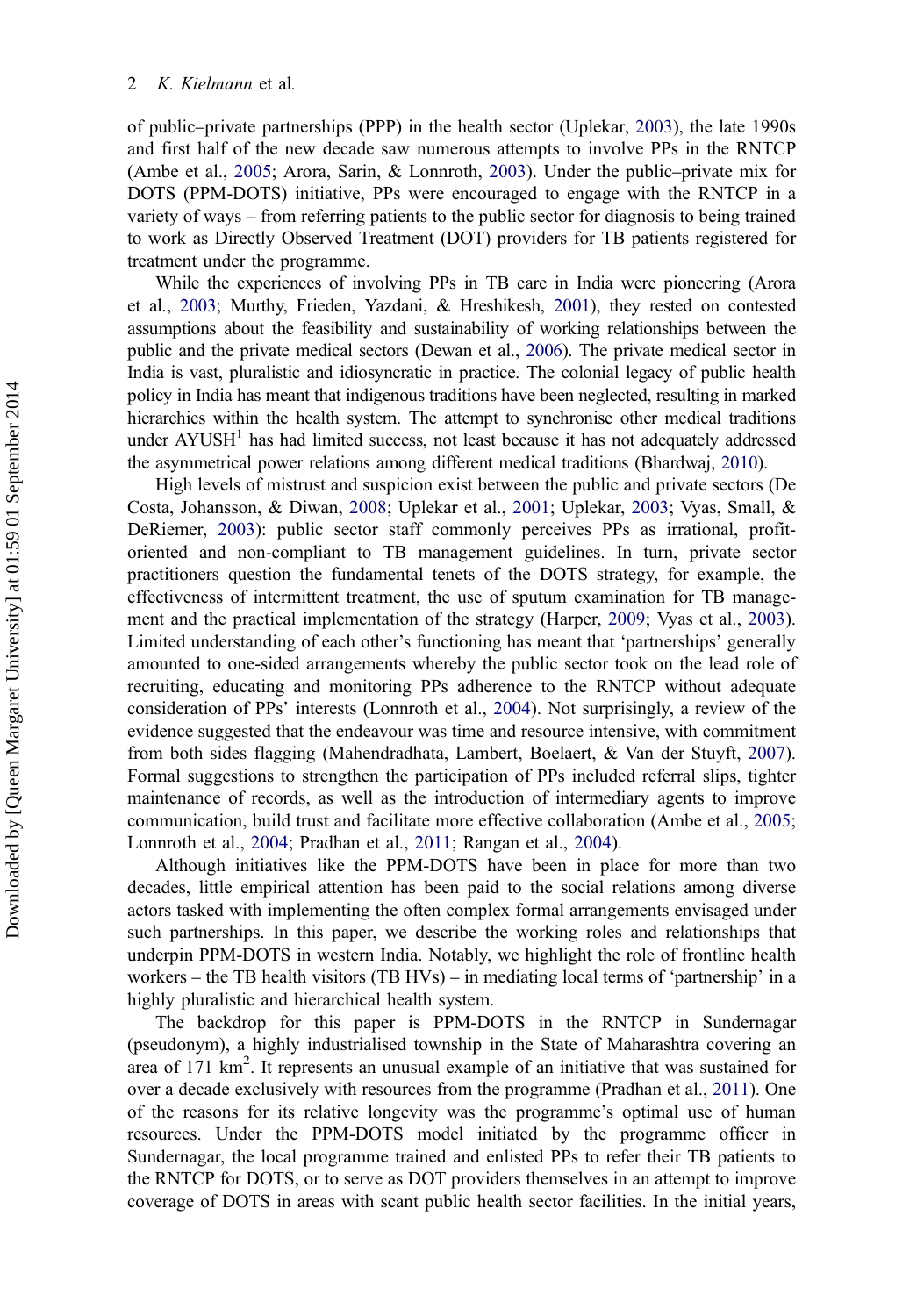of public–private partnerships (PPP) in the health sector (Uplekar, 2003), the late 1990s and first half of the new decade saw numerous attempts to involve PPs in the RNTCP (Ambe et al., 2005; Arora, Sarin, & Lonnroth, 2003). Under the public–private mix for DOTS (PPM-DOTS) initiative, PPs were encouraged to engage with the RNTCP in a variety of ways – from referring patients to the public sector for diagnosis to being trained to work as Directly Observed Treatment (DOT) providers for TB patients registered for treatment under the programme.

While the experiences of involving PPs in TB care in India were pioneering (Arora et al., 2003; Murthy, Frieden, Yazdani, & Hreshikesh, 2001), they rested on contested assumptions about the feasibility and sustainability of working relationships between the public and the private medical sectors (Dewan et al., 2006). The private medical sector in India is vast, pluralistic and idiosyncratic in practice. The colonial legacy of public health policy in India has meant that indigenous traditions have been neglected, resulting in marked hierarchies within the health system. The attempt to synchronise other medical traditions under AYUSH[1] has had limited success, not least because it has not adequately addressed the asymmetrical power relations among different medical traditions (Bhardwaj, 2010).

High levels of mistrust and suspicion exist between the public and private sectors (De Costa, Johansson, & Diwan, 2008; Uplekar et al., 2001; Uplekar, 2003; Vyas, Small, & DeRiemer, 2003): public sector staff commonly perceives PPs as irrational, profit-oriented and non-compliant to TB management guidelines. In turn, private sector practitioners question the fundamental tenets of the DOTS strategy, for example, the effectiveness of intermittent treatment, the use of sputum examination for TB management and the practical implementation of the strategy (Harper, 2009; Vyas et al., 2003). Limited understanding of each other's functioning has meant that 'partnerships' generally amounted to one-sided arrangements whereby the public sector took on the lead role of recruiting, educating and monitoring PPs adherence to the RNTCP without adequate consideration of PPs' interests (Lonnroth et al., 2004). Not surprisingly, a review of the evidence suggested that the endeavour was time and resource intensive, with commitment from both sides flagging (Mahendradhata, Lambert, Boelaert, & Van der Stuyft, 2007). Formal suggestions to strengthen the participation of PPs included referral slips, tighter maintenance of records, as well as the introduction of intermediary agents to improve communication, build trust and facilitate more effective collaboration (Ambe et al., 2005; Lonnroth et al., 2004; Pradhan et al., 2011; Rangan et al., 2004).

Although initiatives like the PPM-DOTS have been in place for more than two decades, little empirical attention has been paid to the social relations among diverse actors tasked with implementing the often complex formal arrangements envisaged under such partnerships. In this paper, we describe the working roles and relationships that underpin PPM-DOTS in western India. Notably, we highlight the role of frontline health workers – the TB health visitors (TB HVs) – in mediating local terms of 'partnership' in a highly pluralistic and hierarchical health system.

The backdrop for this paper is PPM-DOTS in the RNTCP in Sundernagar (pseudonym), a highly industrialised township in the State of Maharashtra covering an area of 171 km$^2$. It represents an unusual example of an initiative that was sustained for over a decade exclusively with resources from the programme (Pradhan et al., 2011). One of the reasons for its relative longevity was the programme's optimal use of human resources. Under the PPM-DOTS model initiated by the programme officer in Sundernagar, the local programme trained and enlisted PPs to refer their TB patients to the RNTCP for DOTS, or to serve as DOT providers themselves in an attempt to improve coverage of DOTS in areas with scant public health sector facilities. In the initial years,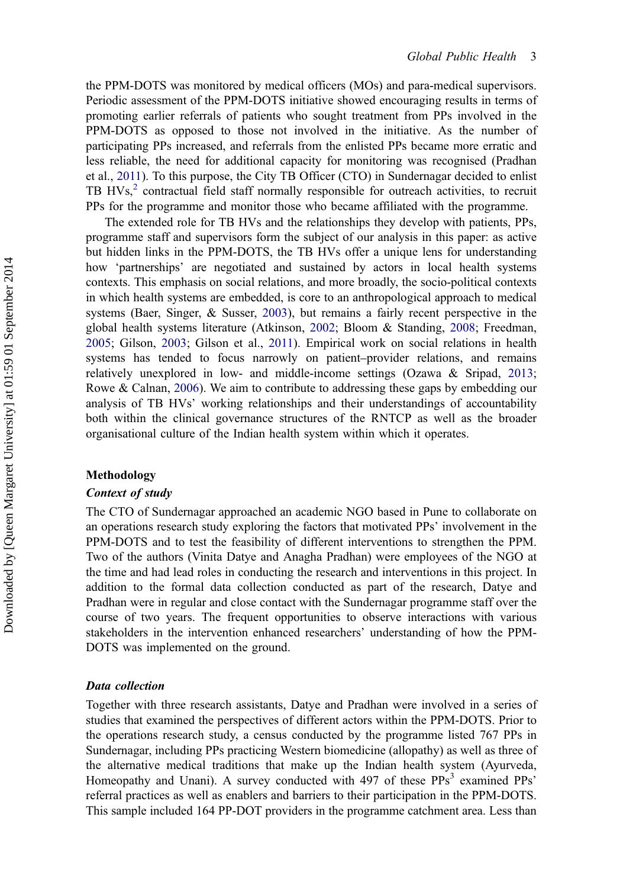the PPM-DOTS was monitored by medical officers (MOs) and para-medical supervisors. Periodic assessment of the PPM-DOTS initiative showed encouraging results in terms of promoting earlier referrals of patients who sought treatment from PPs involved in the PPM-DOTS as opposed to those not involved in the initiative. As the number of participating PPs increased, and referrals from the enlisted PPs became more erratic and less reliable, the need for additional capacity for monitoring was recognised (Pradhan et al., 2011). To this purpose, the City TB Officer (CTO) in Sundernagar decided to enlist TB HVs,[2] contractual field staff normally responsible for outreach activities, to recruit PPs for the programme and monitor those who became affiliated with the programme.

The extended role for TB HVs and the relationships they develop with patients, PPs, programme staff and supervisors form the subject of our analysis in this paper: as active but hidden links in the PPM-DOTS, the TB HVs offer a unique lens for understanding how 'partnerships' are negotiated and sustained by actors in local health systems contexts. This emphasis on social relations, and more broadly, the socio-political contexts in which health systems are embedded, is core to an anthropological approach to medical systems (Baer, Singer, & Susser, 2003), but remains a fairly recent perspective in the global health systems literature (Atkinson, 2002; Bloom & Standing, 2008; Freedman, 2005; Gilson, 2003; Gilson et al., 2011). Empirical work on social relations in health systems has tended to focus narrowly on patient–provider relations, and remains relatively unexplored in low- and middle-income settings (Ozawa & Sripad, 2013; Rowe & Calnan, 2006). We aim to contribute to addressing these gaps by embedding our analysis of TB HVs' working relationships and their understandings of accountability both within the clinical governance structures of the RNTCP as well as the broader organisational culture of the Indian health system within which it operates.

## Methodology

### Context of study

The CTO of Sundernagar approached an academic NGO based in Pune to collaborate on an operations research study exploring the factors that motivated PPs' involvement in the PPM-DOTS and to test the feasibility of different interventions to strengthen the PPM. Two of the authors (Vinita Datye and Anagha Pradhan) were employees of the NGO at the time and had lead roles in conducting the research and interventions in this project. In addition to the formal data collection conducted as part of the research, Datye and Pradhan were in regular and close contact with the Sundernagar programme staff over the course of two years. The frequent opportunities to observe interactions with various stakeholders in the intervention enhanced researchers' understanding of how the PPM-DOTS was implemented on the ground.

### Data collection

Together with three research assistants, Datye and Pradhan were involved in a series of studies that examined the perspectives of different actors within the PPM-DOTS. Prior to the operations research study, a census conducted by the programme listed 767 PPs in Sundernagar, including PPs practicing Western biomedicine (allopathy) as well as three of the alternative medical traditions that make up the Indian health system (Ayurveda, Homeopathy and Unani). A survey conducted with 497 of these PPs[3] examined PPs' referral practices as well as enablers and barriers to their participation in the PPM-DOTS. This sample included 164 PP-DOT providers in the programme catchment area. Less than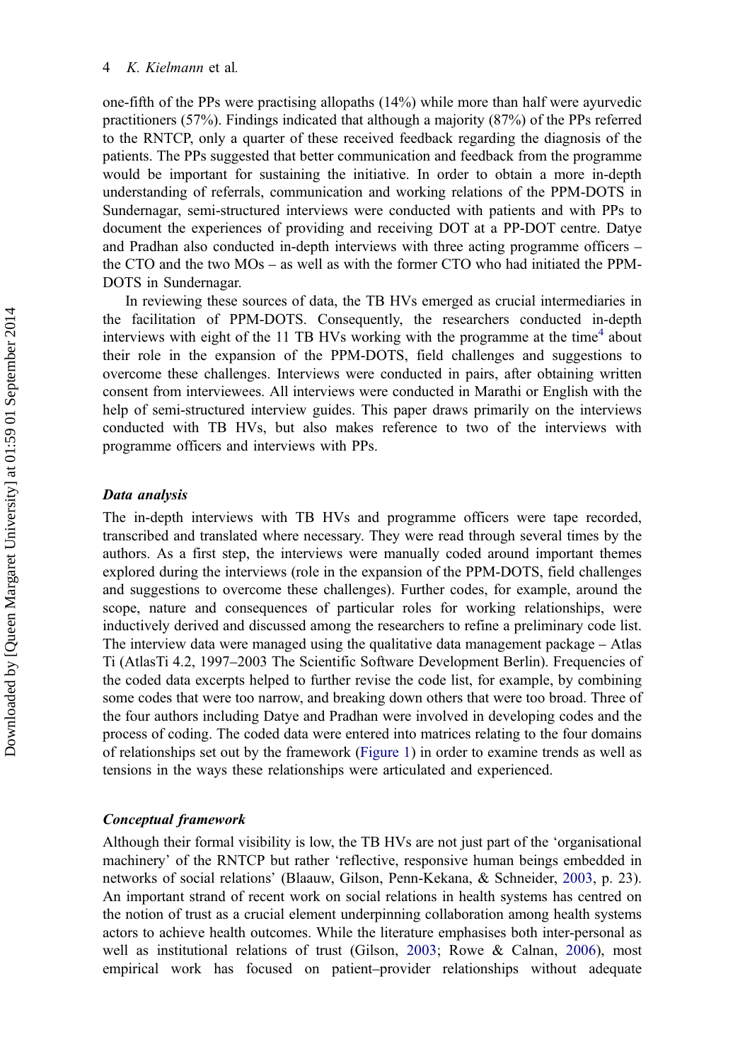one-fifth of the PPs were practising allopaths (14%) while more than half were ayurvedic practitioners (57%). Findings indicated that although a majority (87%) of the PPs referred to the RNTCP, only a quarter of these received feedback regarding the diagnosis of the patients. The PPs suggested that better communication and feedback from the programme would be important for sustaining the initiative. In order to obtain a more in-depth understanding of referrals, communication and working relations of the PPM-DOTS in Sundernagar, semi-structured interviews were conducted with patients and with PPs to document the experiences of providing and receiving DOT at a PP-DOT centre. Datye and Pradhan also conducted in-depth interviews with three acting programme officers – the CTO and the two MOs – as well as with the former CTO who had initiated the PPM-DOTS in Sundernagar.

In reviewing these sources of data, the TB HVs emerged as crucial intermediaries in the facilitation of PPM-DOTS. Consequently, the researchers conducted in-depth interviews with eight of the 11 TB HVs working with the programme at the time[4] about their role in the expansion of the PPM-DOTS, field challenges and suggestions to overcome these challenges. Interviews were conducted in pairs, after obtaining written consent from interviewees. All interviews were conducted in Marathi or English with the help of semi-structured interview guides. This paper draws primarily on the interviews conducted with TB HVs, but also makes reference to two of the interviews with programme officers and interviews with PPs.

### *Data analysis*

The in-depth interviews with TB HVs and programme officers were tape recorded, transcribed and translated where necessary. They were read through several times by the authors. As a first step, the interviews were manually coded around important themes explored during the interviews (role in the expansion of the PPM-DOTS, field challenges and suggestions to overcome these challenges). Further codes, for example, around the scope, nature and consequences of particular roles for working relationships, were inductively derived and discussed among the researchers to refine a preliminary code list. The interview data were managed using the qualitative data management package – Atlas Ti (AtlasTi 4.2, 1997–2003 The Scientific Software Development Berlin). Frequencies of the coded data excerpts helped to further revise the code list, for example, by combining some codes that were too narrow, and breaking down others that were too broad. Three of the four authors including Datye and Pradhan were involved in developing codes and the process of coding. The coded data were entered into matrices relating to the four domains of relationships set out by the framework (Figure 1) in order to examine trends as well as tensions in the ways these relationships were articulated and experienced.

### *Conceptual framework*

Although their formal visibility is low, the TB HVs are not just part of the 'organisational machinery' of the RNTCP but rather 'reflective, responsive human beings embedded in networks of social relations' (Blaauw, Gilson, Penn-Kekana, & Schneider, 2003, p. 23). An important strand of recent work on social relations in health systems has centred on the notion of trust as a crucial element underpinning collaboration among health systems actors to achieve health outcomes. While the literature emphasises both inter-personal as well as institutional relations of trust (Gilson, 2003; Rowe & Calnan, 2006), most empirical work has focused on patient–provider relationships without adequate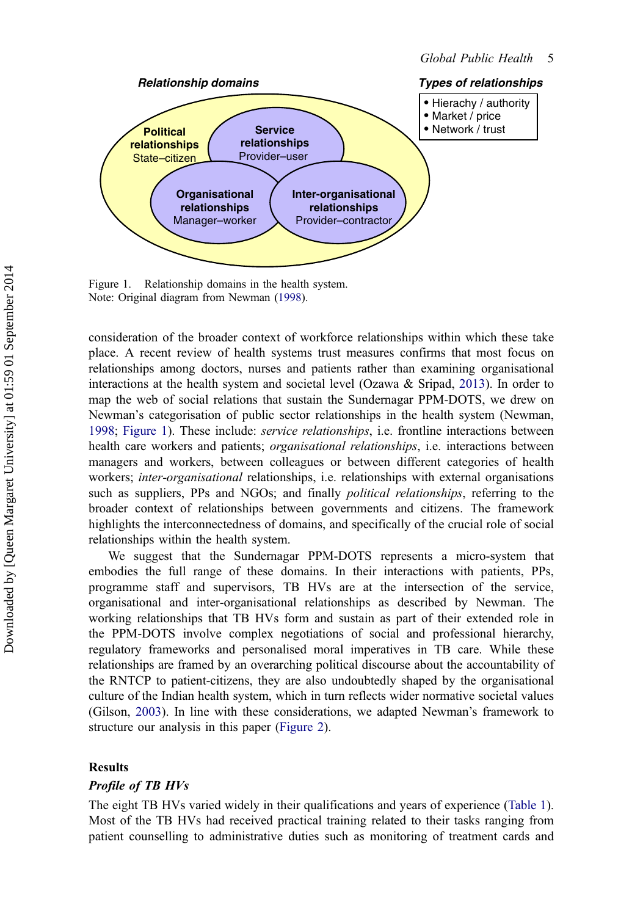**Relationship domains**

**Types of relationships**

- Hierachy / authority
- Market / price
- Network / trust

**Political relationships** State–citizen

**Service relationships** Provider–user

**Organisational relationships** Manager–worker

**Inter-organisational relationships** Provider–contractor

Figure 1. Relationship domains in the health system.
Note: Original diagram from Newman (1998).

consideration of the broader context of workforce relationships within which these take place. A recent review of health systems trust measures confirms that most focus on relationships among doctors, nurses and patients rather than examining organisational interactions at the health system and societal level (Ozawa & Sripad, 2013). In order to map the web of social relations that sustain the Sundernagar PPM-DOTS, we drew on Newman's categorisation of public sector relationships in the health system (Newman, 1998; Figure 1). These include: *service relationships*, i.e. frontline interactions between health care workers and patients; *organisational relationships*, i.e. interactions between managers and workers, between colleagues or between different categories of health workers; *inter-organisational* relationships, i.e. relationships with external organisations such as suppliers, PPs and NGOs; and finally *political relationships*, referring to the broader context of relationships between governments and citizens. The framework highlights the interconnectedness of domains, and specifically of the crucial role of social relationships within the health system.

We suggest that the Sundernagar PPM-DOTS represents a micro-system that embodies the full range of these domains. In their interactions with patients, PPs, programme staff and supervisors, TB HVs are at the intersection of the service, organisational and inter-organisational relationships as described by Newman. The working relationships that TB HVs form and sustain as part of their extended role in the PPM-DOTS involve complex negotiations of social and professional hierarchy, regulatory frameworks and personalised moral imperatives in TB care. While these relationships are framed by an overarching political discourse about the accountability of the RNTCP to patient-citizens, they are also undoubtedly shaped by the organisational culture of the Indian health system, which in turn reflects wider normative societal values (Gilson, 2003). In line with these considerations, we adapted Newman's framework to structure our analysis in this paper (Figure 2).

## Results

### *Profile of TB HVs*

The eight TB HVs varied widely in their qualifications and years of experience (Table 1). Most of the TB HVs had received practical training related to their tasks ranging from patient counselling to administrative duties such as monitoring of treatment cards and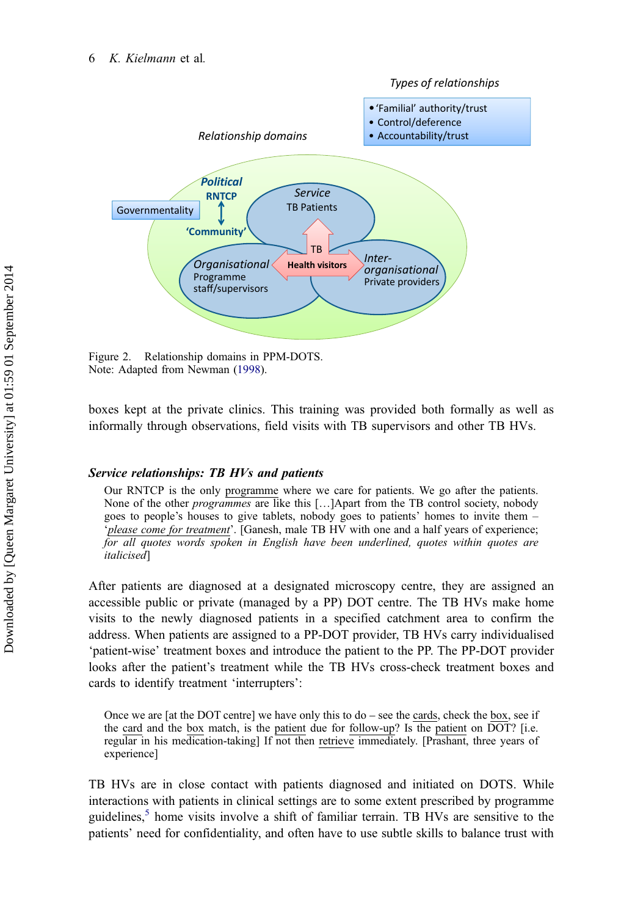Types of relationships

- 'Familial' authority/trust
- Control/deference
- Accountability/trust

Relationship domains

Political
RNTCP
'Community'
Governmentality

Service
TB Patients

TB
Health visitors

Organisational
Programme staff/supervisors

Inter-organisational
Private providers

Figure 2. Relationship domains in PPM-DOTS.
Note: Adapted from Newman (1998).

boxes kept at the private clinics. This training was provided both formally as well as informally through observations, field visits with TB supervisors and other TB HVs.

### *Service relationships: TB HVs and patients*

> Our RNTCP is the only programme where we care for patients. We go after the patients. None of the other *programmes* are like this […]Apart from the TB control society, nobody goes to people's houses to give tablets, nobody goes to patients' homes to invite them – '*please come for treatment*'. [Ganesh, male TB HV with one and a half years of experience; *for all quotes words spoken in English have been underlined, quotes within quotes are italicised*]

After patients are diagnosed at a designated microscopy centre, they are assigned an accessible public or private (managed by a PP) DOT centre. The TB HVs make home visits to the newly diagnosed patients in a specified catchment area to confirm the address. When patients are assigned to a PP-DOT provider, TB HVs carry individualised 'patient-wise' treatment boxes and introduce the patient to the PP. The PP-DOT provider looks after the patient's treatment while the TB HVs cross-check treatment boxes and cards to identify treatment 'interrupters':

> Once we are [at the DOT centre] we have only this to do – see the cards, check the box, see if the card and the box match, is the patient due for follow-up? Is the patient on DOT? [i.e. regular in his medication-taking] If not then retrieve immediately. [Prashant, three years of experience]

TB HVs are in close contact with patients diagnosed and initiated on DOTS. While interactions with patients in clinical settings are to some extent prescribed by programme guidelines,[5] home visits involve a shift of familiar terrain. TB HVs are sensitive to the patients' need for confidentiality, and often have to use subtle skills to balance trust with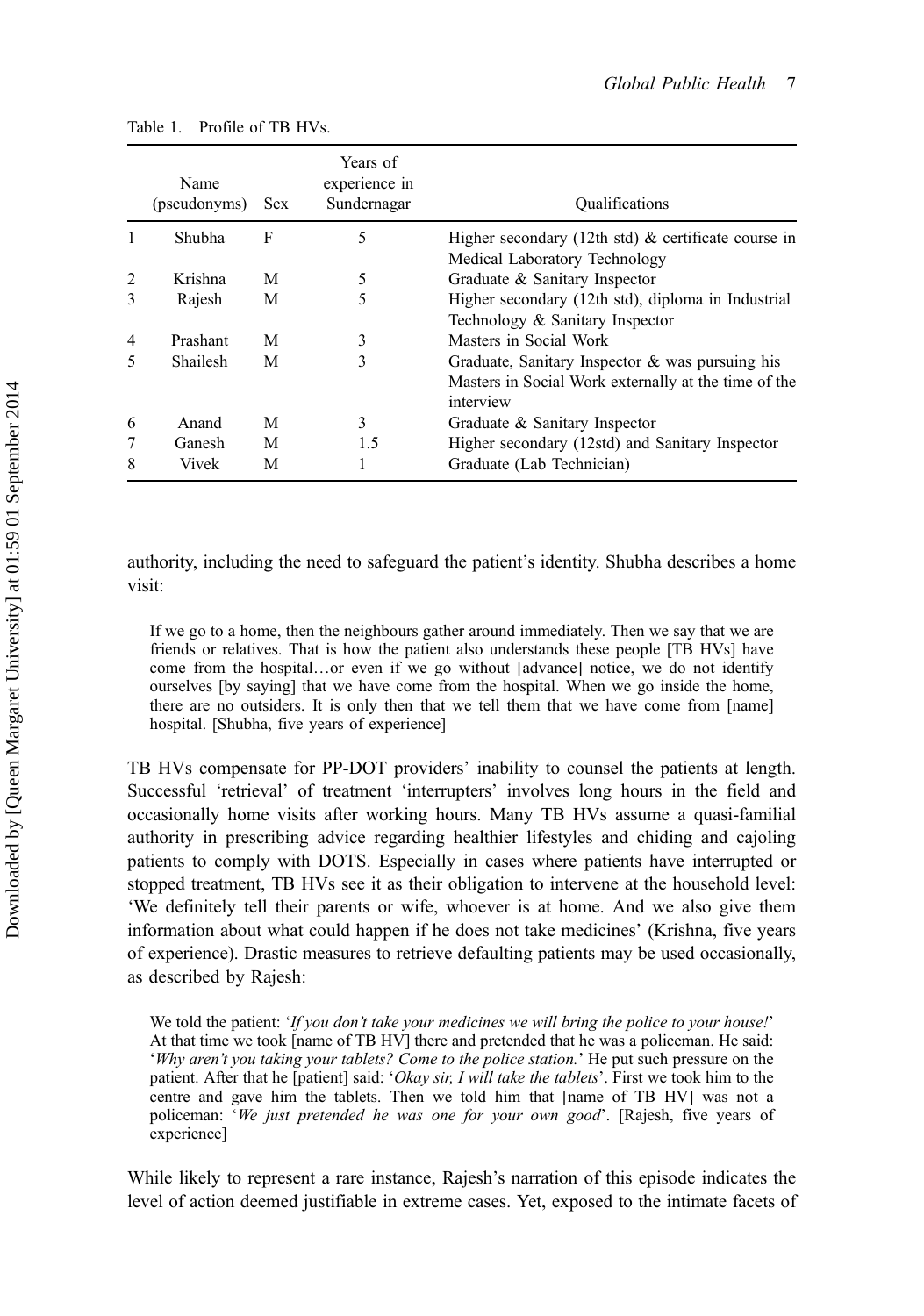Table 1. Profile of TB HVs.

| | Name (pseudonyms) | Sex | Years of experience in Sundernagar | Qualifications |
|---|---|---|---|---|
| 1 | Shubha | F | 5 | Higher secondary (12th std) & certificate course in Medical Laboratory Technology |
| 2 | Krishna | M | 5 | Graduate & Sanitary Inspector |
| 3 | Rajesh | M | 5 | Higher secondary (12th std), diploma in Industrial Technology & Sanitary Inspector |
| 4 | Prashant | M | 3 | Masters in Social Work |
| 5 | Shailesh | M | 3 | Graduate, Sanitary Inspector & was pursuing his Masters in Social Work externally at the time of the interview |
| 6 | Anand | M | 3 | Graduate & Sanitary Inspector |
| 7 | Ganesh | M | 1.5 | Higher secondary (12std) and Sanitary Inspector |
| 8 | Vivek | M | 1 | Graduate (Lab Technician) |

authority, including the need to safeguard the patient's identity. Shubha describes a home visit:

> If we go to a home, then the neighbours gather around immediately. Then we say that we are friends or relatives. That is how the patient also understands these people [TB HVs] have come from the hospital…or even if we go without [advance] notice, we do not identify ourselves [by saying] that we have come from the hospital. When we go inside the home, there are no outsiders. It is only then that we tell them that we have come from [name] hospital. [Shubha, five years of experience]

TB HVs compensate for PP-DOT providers' inability to counsel the patients at length. Successful 'retrieval' of treatment 'interrupters' involves long hours in the field and occasionally home visits after working hours. Many TB HVs assume a quasi-familial authority in prescribing advice regarding healthier lifestyles and chiding and cajoling patients to comply with DOTS. Especially in cases where patients have interrupted or stopped treatment, TB HVs see it as their obligation to intervene at the household level: 'We definitely tell their parents or wife, whoever is at home. And we also give them information about what could happen if he does not take medicines' (Krishna, five years of experience). Drastic measures to retrieve defaulting patients may be used occasionally, as described by Rajesh:

> We told the patient: '*If you don't take your medicines we will bring the police to your house!*' At that time we took [name of TB HV] there and pretended that he was a policeman. He said: '*Why aren't you taking your tablets? Come to the police station.*' He put such pressure on the patient. After that he [patient] said: '*Okay sir, I will take the tablets*'. First we took him to the centre and gave him the tablets. Then we told him that [name of TB HV] was not a policeman: '*We just pretended he was one for your own good*'. [Rajesh, five years of experience]

While likely to represent a rare instance, Rajesh's narration of this episode indicates the level of action deemed justifiable in extreme cases. Yet, exposed to the intimate facets of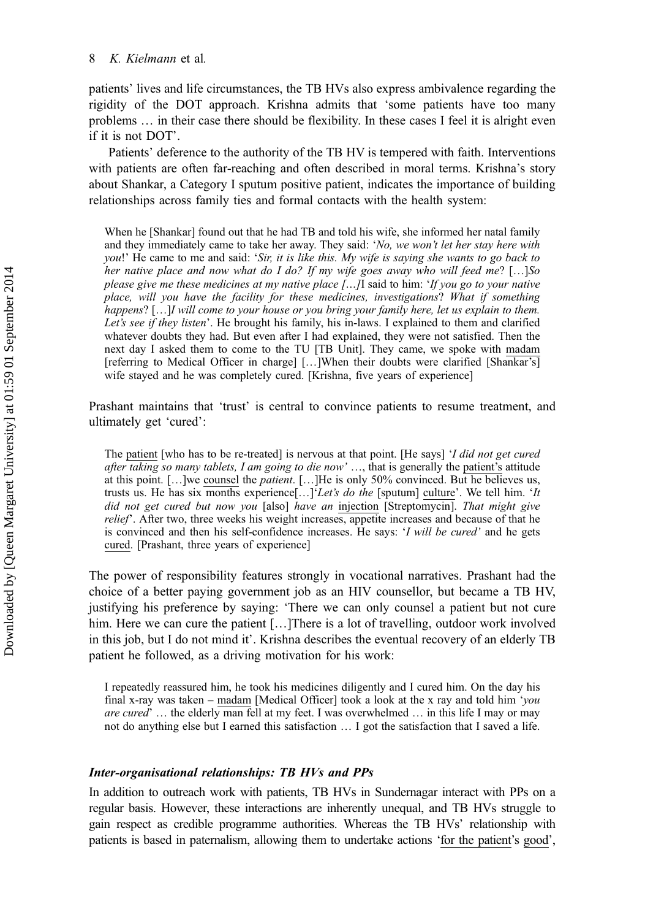patients' lives and life circumstances, the TB HVs also express ambivalence regarding the rigidity of the DOT approach. Krishna admits that 'some patients have too many problems … in their case there should be flexibility. In these cases I feel it is alright even if it is not DOT'.

Patients' deference to the authority of the TB HV is tempered with faith. Interventions with patients are often far-reaching and often described in moral terms. Krishna's story about Shankar, a Category I sputum positive patient, indicates the importance of building relationships across family ties and formal contacts with the health system:

> When he [Shankar] found out that he had TB and told his wife, she informed her natal family and they immediately came to take her away. They said: '*No, we won't let her stay here with you*!' He came to me and said: '*Sir, it is like this. My wife is saying she wants to go back to her native place and now what do I do? If my wife goes away who will feed me*? […]*So please give me these medicines at my native place […]*I said to him: '*If you go to your native place, will you have the facility for these medicines, investigations*? *What if something happens*? […]*I will come to your house or you bring your family here, let us explain to them. Let's see if they listen*'. He brought his family, his in-laws. I explained to them and clarified whatever doubts they had. But even after I had explained, they were not satisfied. Then the next day I asked them to come to the TU [TB Unit]. They came, we spoke with madam [referring to Medical Officer in charge] […]When their doubts were clarified [Shankar's] wife stayed and he was completely cured. [Krishna, five years of experience]

Prashant maintains that 'trust' is central to convince patients to resume treatment, and ultimately get 'cured':

> The patient [who has to be re-treated] is nervous at that point. [He says] '*I did not get cured after taking so many tablets, I am going to die now'* …, that is generally the patient's attitude at this point. […]we counsel the *patient*. […]He is only 50% convinced. But he believes us, trusts us. He has six months experience[…]'*Let's do the* [sputum] culture'. We tell him. '*It did not get cured but now you* [also] *have an* injection [Streptomycin]. *That might give relief*'. After two, three weeks his weight increases, appetite increases and because of that he is convinced and then his self-confidence increases. He says: '*I will be cured'* and he gets cured. [Prashant, three years of experience]

The power of responsibility features strongly in vocational narratives. Prashant had the choice of a better paying government job as an HIV counsellor, but became a TB HV, justifying his preference by saying: 'There we can only counsel a patient but not cure him. Here we can cure the patient […]There is a lot of travelling, outdoor work involved in this job, but I do not mind it'. Krishna describes the eventual recovery of an elderly TB patient he followed, as a driving motivation for his work:

> I repeatedly reassured him, he took his medicines diligently and I cured him. On the day his final x-ray was taken – madam [Medical Officer] took a look at the x ray and told him '*you are cured*' … the elderly man fell at my feet. I was overwhelmed … in this life I may or may not do anything else but I earned this satisfaction … I got the satisfaction that I saved a life.

### *Inter-organisational relationships: TB HVs and PPs*

In addition to outreach work with patients, TB HVs in Sundernagar interact with PPs on a regular basis. However, these interactions are inherently unequal, and TB HVs struggle to gain respect as credible programme authorities. Whereas the TB HVs' relationship with patients is based in paternalism, allowing them to undertake actions 'for the patient's good',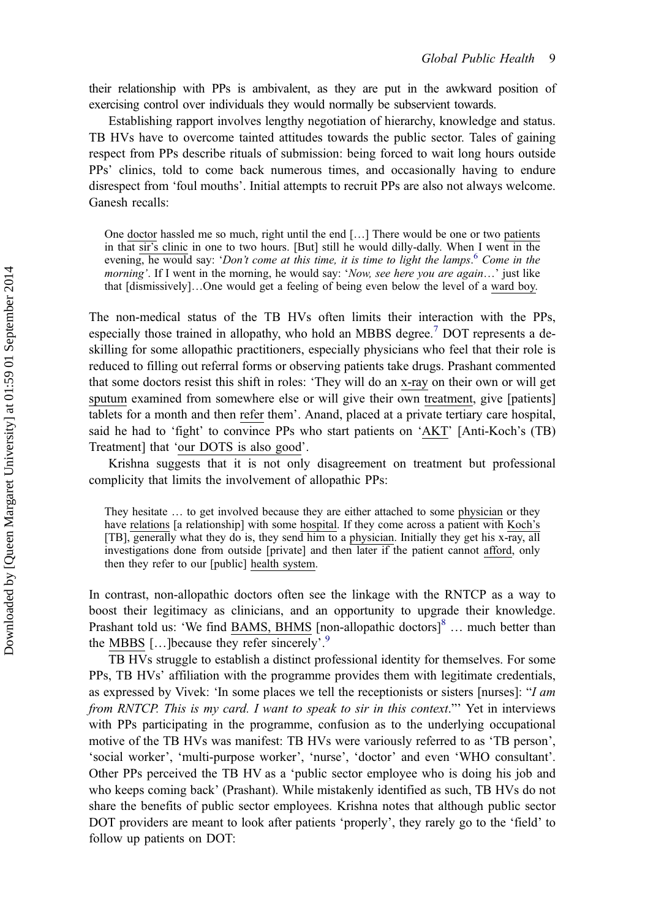their relationship with PPs is ambivalent, as they are put in the awkward position of exercising control over individuals they would normally be subservient towards.

Establishing rapport involves lengthy negotiation of hierarchy, knowledge and status. TB HVs have to overcome tainted attitudes towards the public sector. Tales of gaining respect from PPs describe rituals of submission: being forced to wait long hours outside PPs' clinics, told to come back numerous times, and occasionally having to endure disrespect from 'foul mouths'. Initial attempts to recruit PPs are also not always welcome. Ganesh recalls:

> One doctor hassled me so much, right until the end […] There would be one or two patients in that sir's clinic in one to two hours. [But] still he would dilly-dally. When I went in the evening, he would say: '*Don't come at this time, it is time to light the lamps*.[6] *Come in the morning*'. If I went in the morning, he would say: '*Now, see here you are again*…' just like that [dismissively]…One would get a feeling of being even below the level of a ward boy.

The non-medical status of the TB HVs often limits their interaction with the PPs, especially those trained in allopathy, who hold an MBBS degree.[7] DOT represents a de-skilling for some allopathic practitioners, especially physicians who feel that their role is reduced to filling out referral forms or observing patients take drugs. Prashant commented that some doctors resist this shift in roles: 'They will do an x-ray on their own or will get sputum examined from somewhere else or will give their own treatment, give [patients] tablets for a month and then refer them'. Anand, placed at a private tertiary care hospital, said he had to 'fight' to convince PPs who start patients on 'AKT' [Anti-Koch's (TB) Treatment] that 'our DOTS is also good'.

Krishna suggests that it is not only disagreement on treatment but professional complicity that limits the involvement of allopathic PPs:

> They hesitate … to get involved because they are either attached to some physician or they have relations [a relationship] with some hospital. If they come across a patient with Koch's [TB], generally what they do is, they send him to a physician. Initially they get his x-ray, all investigations done from outside [private] and then later if the patient cannot afford, only then they refer to our [public] health system.

In contrast, non-allopathic doctors often see the linkage with the RNTCP as a way to boost their legitimacy as clinicians, and an opportunity to upgrade their knowledge. Prashant told us: 'We find BAMS, BHMS [non-allopathic doctors][8] … much better than the MBBS […]because they refer sincerely'.[9]

TB HVs struggle to establish a distinct professional identity for themselves. For some PPs, TB HVs' affiliation with the programme provides them with legitimate credentials, as expressed by Vivek: 'In some places we tell the receptionists or sisters [nurses]: "*I am from RNTCP. This is my card. I want to speak to sir in this context*."' Yet in interviews with PPs participating in the programme, confusion as to the underlying occupational motive of the TB HVs was manifest: TB HVs were variously referred to as 'TB person', 'social worker', 'multi-purpose worker', 'nurse', 'doctor' and even 'WHO consultant'. Other PPs perceived the TB HV as a 'public sector employee who is doing his job and who keeps coming back' (Prashant). While mistakenly identified as such, TB HVs do not share the benefits of public sector employees. Krishna notes that although public sector DOT providers are meant to look after patients 'properly', they rarely go to the 'field' to follow up patients on DOT: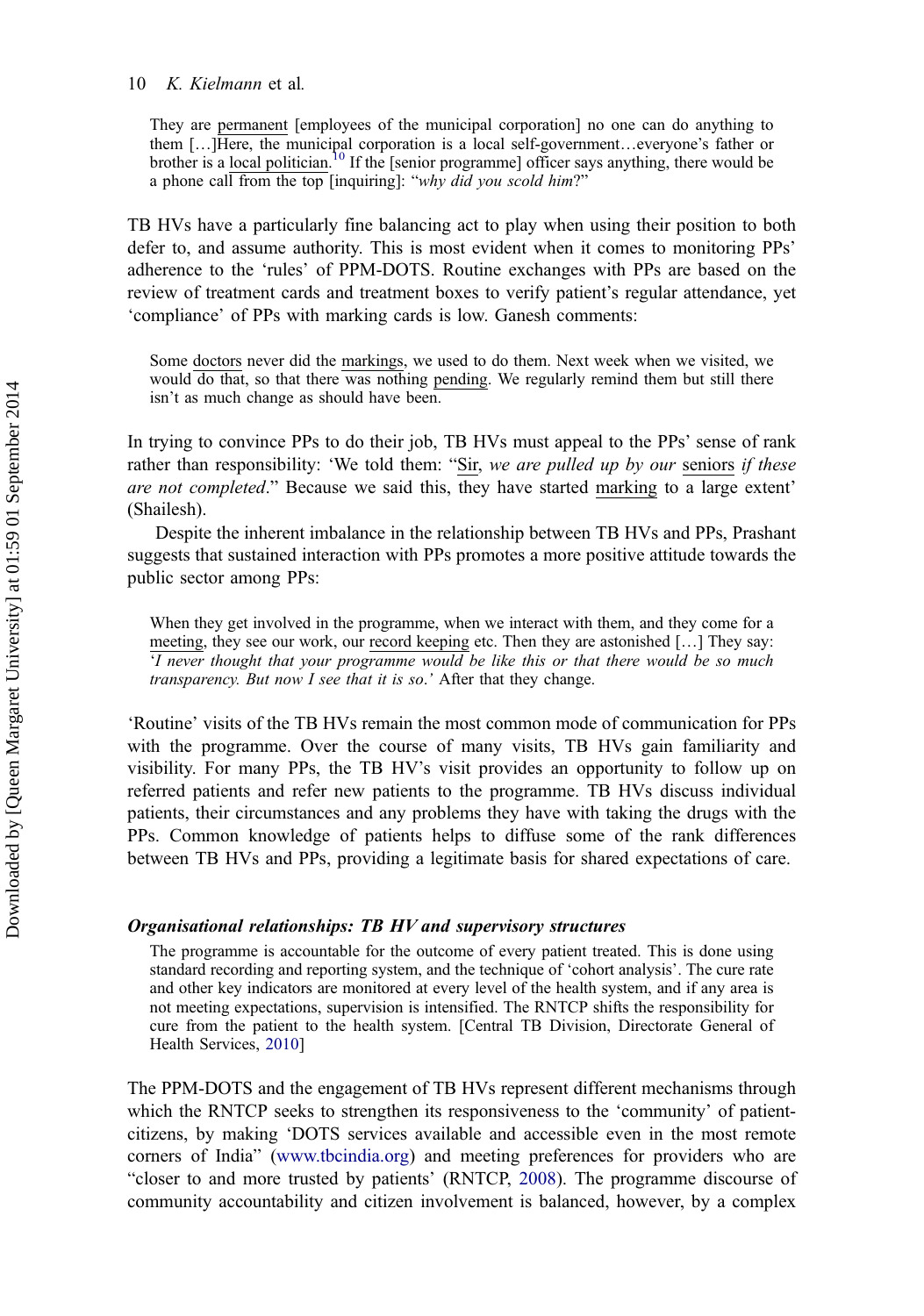They are permanent [employees of the municipal corporation] no one can do anything to them […]Here, the municipal corporation is a local self-government…everyone's father or brother is a local politician.[10] If the [senior programme] officer says anything, there would be a phone call from the top [inquiring]: "*why did you scold him*?"

TB HVs have a particularly fine balancing act to play when using their position to both defer to, and assume authority. This is most evident when it comes to monitoring PPs' adherence to the 'rules' of PPM-DOTS. Routine exchanges with PPs are based on the review of treatment cards and treatment boxes to verify patient's regular attendance, yet 'compliance' of PPs with marking cards is low. Ganesh comments:

> Some doctors never did the markings, we used to do them. Next week when we visited, we would do that, so that there was nothing pending. We regularly remind them but still there isn't as much change as should have been.

In trying to convince PPs to do their job, TB HVs must appeal to the PPs' sense of rank rather than responsibility: 'We told them: "Sir, *we are pulled up by our* seniors *if these are not completed*." Because we said this, they have started marking to a large extent' (Shailesh).

Despite the inherent imbalance in the relationship between TB HVs and PPs, Prashant suggests that sustained interaction with PPs promotes a more positive attitude towards the public sector among PPs:

> When they get involved in the programme, when we interact with them, and they come for a meeting, they see our work, our record keeping etc. Then they are astonished […] They say: '*I never thought that your programme would be like this or that there would be so much transparency. But now I see that it is so*.' After that they change.

'Routine' visits of the TB HVs remain the most common mode of communication for PPs with the programme. Over the course of many visits, TB HVs gain familiarity and visibility. For many PPs, the TB HV's visit provides an opportunity to follow up on referred patients and refer new patients to the programme. TB HVs discuss individual patients, their circumstances and any problems they have with taking the drugs with the PPs. Common knowledge of patients helps to diffuse some of the rank differences between TB HVs and PPs, providing a legitimate basis for shared expectations of care.

### *Organisational relationships: TB HV and supervisory structures*

> The programme is accountable for the outcome of every patient treated. This is done using standard recording and reporting system, and the technique of 'cohort analysis'. The cure rate and other key indicators are monitored at every level of the health system, and if any area is not meeting expectations, supervision is intensified. The RNTCP shifts the responsibility for cure from the patient to the health system. [Central TB Division, Directorate General of Health Services, 2010]

The PPM-DOTS and the engagement of TB HVs represent different mechanisms through which the RNTCP seeks to strengthen its responsiveness to the 'community' of patient-citizens, by making 'DOTS services available and accessible even in the most remote corners of India" (www.tbcindia.org) and meeting preferences for providers who are "closer to and more trusted by patients' (RNTCP, 2008). The programme discourse of community accountability and citizen involvement is balanced, however, by a complex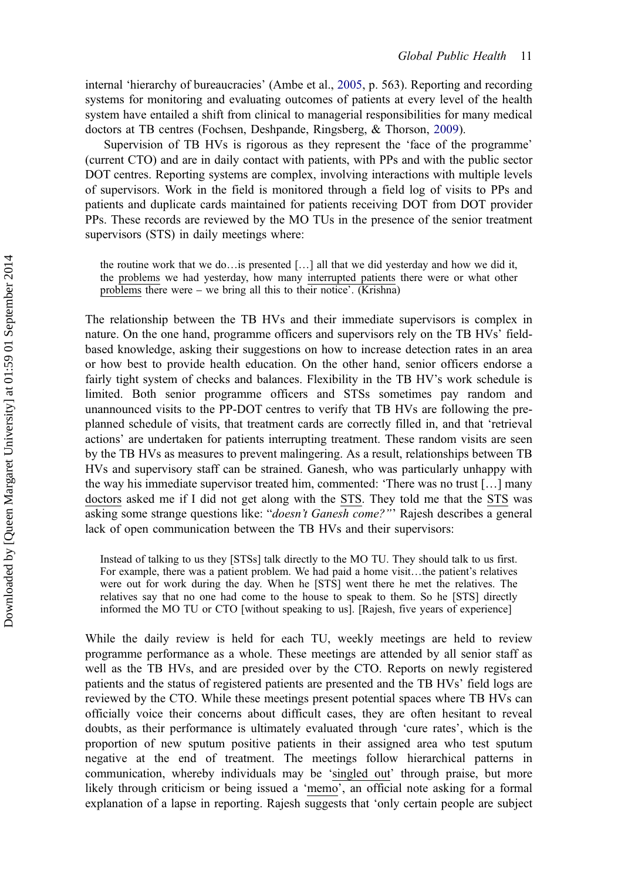internal 'hierarchy of bureaucracies' (Ambe et al., 2005, p. 563). Reporting and recording systems for monitoring and evaluating outcomes of patients at every level of the health system have entailed a shift from clinical to managerial responsibilities for many medical doctors at TB centres (Fochsen, Deshpande, Ringsberg, & Thorson, 2009).

Supervision of TB HVs is rigorous as they represent the 'face of the programme' (current CTO) and are in daily contact with patients, with PPs and with the public sector DOT centres. Reporting systems are complex, involving interactions with multiple levels of supervisors. Work in the field is monitored through a field log of visits to PPs and patients and duplicate cards maintained for patients receiving DOT from DOT provider PPs. These records are reviewed by the MO TUs in the presence of the senior treatment supervisors (STS) in daily meetings where:

> the routine work that we do…is presented […] all that we did yesterday and how we did it, the problems we had yesterday, how many interrupted patients there were or what other problems there were – we bring all this to their notice'. (Krishna)

The relationship between the TB HVs and their immediate supervisors is complex in nature. On the one hand, programme officers and supervisors rely on the TB HVs' field-based knowledge, asking their suggestions on how to increase detection rates in an area or how best to provide health education. On the other hand, senior officers endorse a fairly tight system of checks and balances. Flexibility in the TB HV's work schedule is limited. Both senior programme officers and STSs sometimes pay random and unannounced visits to the PP-DOT centres to verify that TB HVs are following the pre-planned schedule of visits, that treatment cards are correctly filled in, and that 'retrieval actions' are undertaken for patients interrupting treatment. These random visits are seen by the TB HVs as measures to prevent malingering. As a result, relationships between TB HVs and supervisory staff can be strained. Ganesh, who was particularly unhappy with the way his immediate supervisor treated him, commented: 'There was no trust […] many doctors asked me if I did not get along with the STS. They told me that the STS was asking some strange questions like: "*doesn't Ganesh come?*"' Rajesh describes a general lack of open communication between the TB HVs and their supervisors:

> Instead of talking to us they [STSs] talk directly to the MO TU. They should talk to us first. For example, there was a patient problem. We had paid a home visit…the patient's relatives were out for work during the day. When he [STS] went there he met the relatives. The relatives say that no one had come to the house to speak to them. So he [STS] directly informed the MO TU or CTO [without speaking to us]. [Rajesh, five years of experience]

While the daily review is held for each TU, weekly meetings are held to review programme performance as a whole. These meetings are attended by all senior staff as well as the TB HVs, and are presided over by the CTO. Reports on newly registered patients and the status of registered patients are presented and the TB HVs' field logs are reviewed by the CTO. While these meetings present potential spaces where TB HVs can officially voice their concerns about difficult cases, they are often hesitant to reveal doubts, as their performance is ultimately evaluated through 'cure rates', which is the proportion of new sputum positive patients in their assigned area who test sputum negative at the end of treatment. The meetings follow hierarchical patterns in communication, whereby individuals may be 'singled out' through praise, but more likely through criticism or being issued a 'memo', an official note asking for a formal explanation of a lapse in reporting. Rajesh suggests that 'only certain people are subject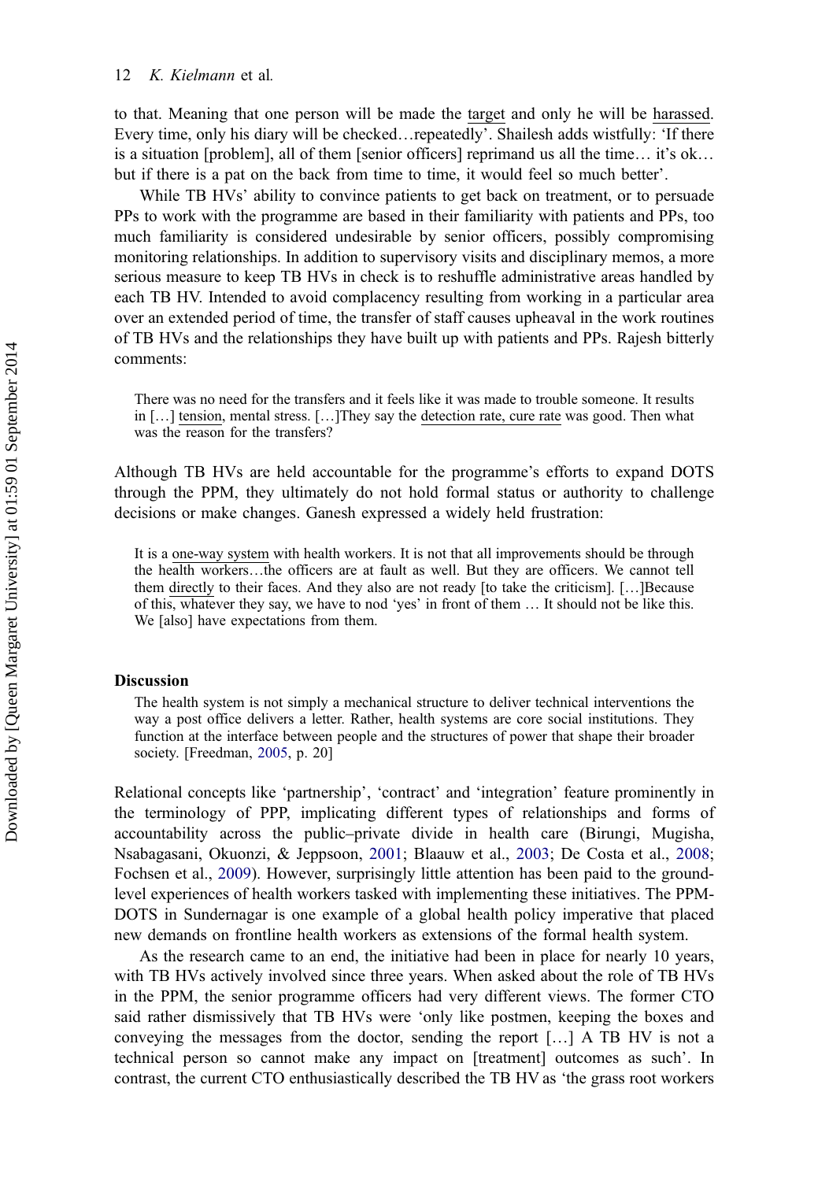to that. Meaning that one person will be made the target and only he will be harassed. Every time, only his diary will be checked…repeatedly'. Shailesh adds wistfully: 'If there is a situation [problem], all of them [senior officers] reprimand us all the time… it's ok… but if there is a pat on the back from time to time, it would feel so much better'.

While TB HVs' ability to convince patients to get back on treatment, or to persuade PPs to work with the programme are based in their familiarity with patients and PPs, too much familiarity is considered undesirable by senior officers, possibly compromising monitoring relationships. In addition to supervisory visits and disciplinary memos, a more serious measure to keep TB HVs in check is to reshuffle administrative areas handled by each TB HV. Intended to avoid complacency resulting from working in a particular area over an extended period of time, the transfer of staff causes upheaval in the work routines of TB HVs and the relationships they have built up with patients and PPs. Rajesh bitterly comments:

> There was no need for the transfers and it feels like it was made to trouble someone. It results in […] tension, mental stress. […]They say the detection rate, cure rate was good. Then what was the reason for the transfers?

Although TB HVs are held accountable for the programme's efforts to expand DOTS through the PPM, they ultimately do not hold formal status or authority to challenge decisions or make changes. Ganesh expressed a widely held frustration:

> It is a one-way system with health workers. It is not that all improvements should be through the health workers…the officers are at fault as well. But they are officers. We cannot tell them directly to their faces. And they also are not ready [to take the criticism]. […]Because of this, whatever they say, we have to nod 'yes' in front of them … It should not be like this. We [also] have expectations from them.

## Discussion

> The health system is not simply a mechanical structure to deliver technical interventions the way a post office delivers a letter. Rather, health systems are core social institutions. They function at the interface between people and the structures of power that shape their broader society. [Freedman, 2005, p. 20]

Relational concepts like 'partnership', 'contract' and 'integration' feature prominently in the terminology of PPP, implicating different types of relationships and forms of accountability across the public–private divide in health care (Birungi, Mugisha, Nsabagasani, Okuonzi, & Jeppsoon, 2001; Blaauw et al., 2003; De Costa et al., 2008; Fochsen et al., 2009). However, surprisingly little attention has been paid to the ground-level experiences of health workers tasked with implementing these initiatives. The PPM-DOTS in Sundernagar is one example of a global health policy imperative that placed new demands on frontline health workers as extensions of the formal health system.

As the research came to an end, the initiative had been in place for nearly 10 years, with TB HVs actively involved since three years. When asked about the role of TB HVs in the PPM, the senior programme officers had very different views. The former CTO said rather dismissively that TB HVs were 'only like postmen, keeping the boxes and conveying the messages from the doctor, sending the report […] A TB HV is not a technical person so cannot make any impact on [treatment] outcomes as such'. In contrast, the current CTO enthusiastically described the TB HV as 'the grass root workers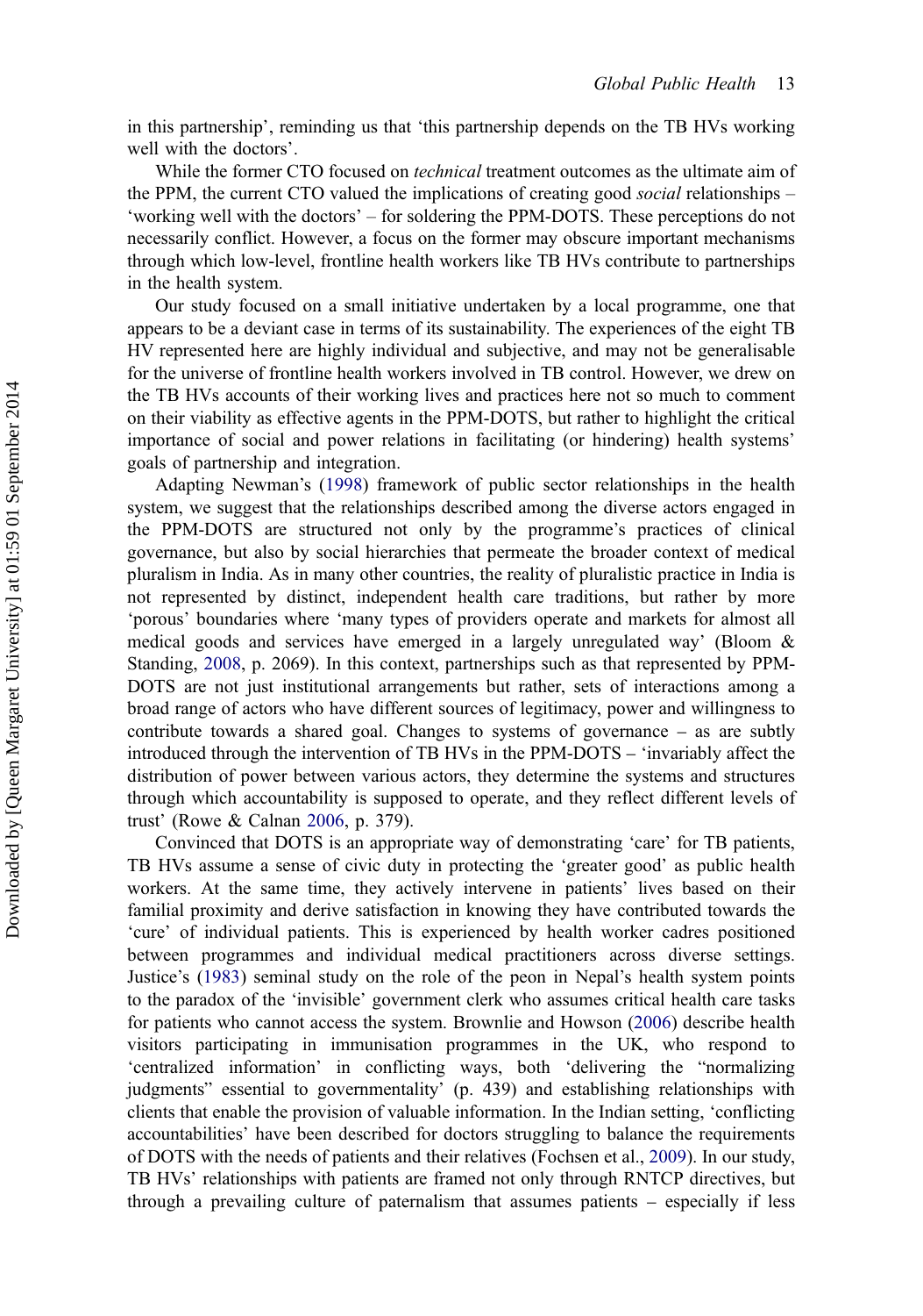in this partnership', reminding us that 'this partnership depends on the TB HVs working well with the doctors'.

While the former CTO focused on *technical* treatment outcomes as the ultimate aim of the PPM, the current CTO valued the implications of creating good *social* relationships – 'working well with the doctors' – for soldering the PPM-DOTS. These perceptions do not necessarily conflict. However, a focus on the former may obscure important mechanisms through which low-level, frontline health workers like TB HVs contribute to partnerships in the health system.

Our study focused on a small initiative undertaken by a local programme, one that appears to be a deviant case in terms of its sustainability. The experiences of the eight TB HV represented here are highly individual and subjective, and may not be generalisable for the universe of frontline health workers involved in TB control. However, we drew on the TB HVs accounts of their working lives and practices here not so much to comment on their viability as effective agents in the PPM-DOTS, but rather to highlight the critical importance of social and power relations in facilitating (or hindering) health systems' goals of partnership and integration.

Adapting Newman's (1998) framework of public sector relationships in the health system, we suggest that the relationships described among the diverse actors engaged in the PPM-DOTS are structured not only by the programme's practices of clinical governance, but also by social hierarchies that permeate the broader context of medical pluralism in India. As in many other countries, the reality of pluralistic practice in India is not represented by distinct, independent health care traditions, but rather by more 'porous' boundaries where 'many types of providers operate and markets for almost all medical goods and services have emerged in a largely unregulated way' (Bloom & Standing, 2008, p. 2069). In this context, partnerships such as that represented by PPM-DOTS are not just institutional arrangements but rather, sets of interactions among a broad range of actors who have different sources of legitimacy, power and willingness to contribute towards a shared goal. Changes to systems of governance – as are subtly introduced through the intervention of TB HVs in the PPM-DOTS – 'invariably affect the distribution of power between various actors, they determine the systems and structures through which accountability is supposed to operate, and they reflect different levels of trust' (Rowe & Calnan 2006, p. 379).

Convinced that DOTS is an appropriate way of demonstrating 'care' for TB patients, TB HVs assume a sense of civic duty in protecting the 'greater good' as public health workers. At the same time, they actively intervene in patients' lives based on their familial proximity and derive satisfaction in knowing they have contributed towards the 'cure' of individual patients. This is experienced by health worker cadres positioned between programmes and individual medical practitioners across diverse settings. Justice's (1983) seminal study on the role of the peon in Nepal's health system points to the paradox of the 'invisible' government clerk who assumes critical health care tasks for patients who cannot access the system. Brownlie and Howson (2006) describe health visitors participating in immunisation programmes in the UK, who respond to 'centralized information' in conflicting ways, both 'delivering the "normalizing judgments" essential to governmentality' (p. 439) and establishing relationships with clients that enable the provision of valuable information. In the Indian setting, 'conflicting accountabilities' have been described for doctors struggling to balance the requirements of DOTS with the needs of patients and their relatives (Fochsen et al., 2009). In our study, TB HVs' relationships with patients are framed not only through RNTCP directives, but through a prevailing culture of paternalism that assumes patients – especially if less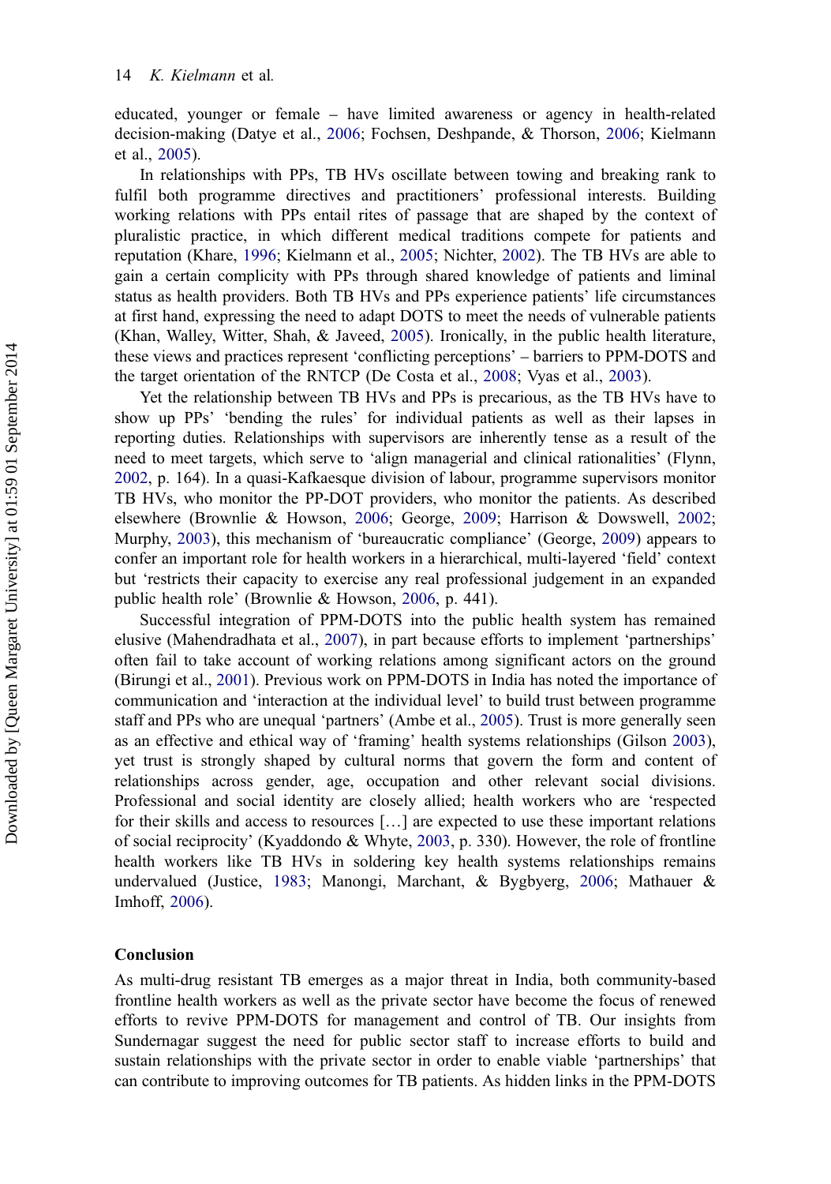educated, younger or female – have limited awareness or agency in health-related decision-making (Datye et al., 2006; Fochsen, Deshpande, & Thorson, 2006; Kielmann et al., 2005).

In relationships with PPs, TB HVs oscillate between towing and breaking rank to fulfil both programme directives and practitioners' professional interests. Building working relations with PPs entail rites of passage that are shaped by the context of pluralistic practice, in which different medical traditions compete for patients and reputation (Khare, 1996; Kielmann et al., 2005; Nichter, 2002). The TB HVs are able to gain a certain complicity with PPs through shared knowledge of patients and liminal status as health providers. Both TB HVs and PPs experience patients' life circumstances at first hand, expressing the need to adapt DOTS to meet the needs of vulnerable patients (Khan, Walley, Witter, Shah, & Javeed, 2005). Ironically, in the public health literature, these views and practices represent 'conflicting perceptions' – barriers to PPM-DOTS and the target orientation of the RNTCP (De Costa et al., 2008; Vyas et al., 2003).

Yet the relationship between TB HVs and PPs is precarious, as the TB HVs have to show up PPs' 'bending the rules' for individual patients as well as their lapses in reporting duties. Relationships with supervisors are inherently tense as a result of the need to meet targets, which serve to 'align managerial and clinical rationalities' (Flynn, 2002, p. 164). In a quasi-Kafkaesque division of labour, programme supervisors monitor TB HVs, who monitor the PP-DOT providers, who monitor the patients. As described elsewhere (Brownlie & Howson, 2006; George, 2009; Harrison & Dowswell, 2002; Murphy, 2003), this mechanism of 'bureaucratic compliance' (George, 2009) appears to confer an important role for health workers in a hierarchical, multi-layered 'field' context but 'restricts their capacity to exercise any real professional judgement in an expanded public health role' (Brownlie & Howson, 2006, p. 441).

Successful integration of PPM-DOTS into the public health system has remained elusive (Mahendradhata et al., 2007), in part because efforts to implement 'partnerships' often fail to take account of working relations among significant actors on the ground (Birungi et al., 2001). Previous work on PPM-DOTS in India has noted the importance of communication and 'interaction at the individual level' to build trust between programme staff and PPs who are unequal 'partners' (Ambe et al., 2005). Trust is more generally seen as an effective and ethical way of 'framing' health systems relationships (Gilson 2003), yet trust is strongly shaped by cultural norms that govern the form and content of relationships across gender, age, occupation and other relevant social divisions. Professional and social identity are closely allied; health workers who are 'respected for their skills and access to resources […] are expected to use these important relations of social reciprocity' (Kyaddondo & Whyte, 2003, p. 330). However, the role of frontline health workers like TB HVs in soldering key health systems relationships remains undervalued (Justice, 1983; Manongi, Marchant, & Bygbyerg, 2006; Mathauer & Imhoff, 2006).

## Conclusion

As multi-drug resistant TB emerges as a major threat in India, both community-based frontline health workers as well as the private sector have become the focus of renewed efforts to revive PPM-DOTS for management and control of TB. Our insights from Sundernagar suggest the need for public sector staff to increase efforts to build and sustain relationships with the private sector in order to enable viable 'partnerships' that can contribute to improving outcomes for TB patients. As hidden links in the PPM-DOTS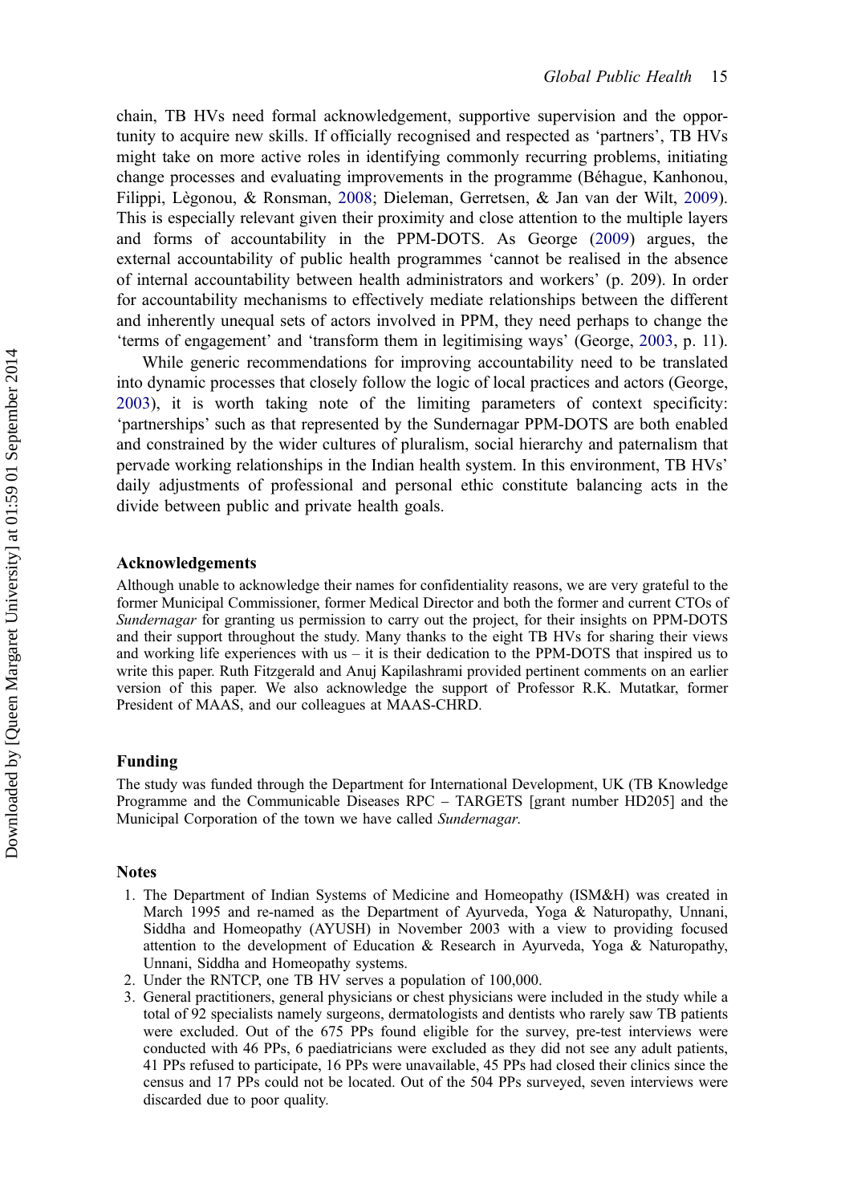chain, TB HVs need formal acknowledgement, supportive supervision and the opportunity to acquire new skills. If officially recognised and respected as 'partners', TB HVs might take on more active roles in identifying commonly recurring problems, initiating change processes and evaluating improvements in the programme (Béhague, Kanhonou, Filippi, Lègonou, & Ronsman, 2008; Dieleman, Gerretsen, & Jan van der Wilt, 2009). This is especially relevant given their proximity and close attention to the multiple layers and forms of accountability in the PPM-DOTS. As George (2009) argues, the external accountability of public health programmes 'cannot be realised in the absence of internal accountability between health administrators and workers' (p. 209). In order for accountability mechanisms to effectively mediate relationships between the different and inherently unequal sets of actors involved in PPM, they need perhaps to change the 'terms of engagement' and 'transform them in legitimising ways' (George, 2003, p. 11).

While generic recommendations for improving accountability need to be translated into dynamic processes that closely follow the logic of local practices and actors (George, 2003), it is worth taking note of the limiting parameters of context specificity: 'partnerships' such as that represented by the Sundernagar PPM-DOTS are both enabled and constrained by the wider cultures of pluralism, social hierarchy and paternalism that pervade working relationships in the Indian health system. In this environment, TB HVs' daily adjustments of professional and personal ethic constitute balancing acts in the divide between public and private health goals.

## Acknowledgements

Although unable to acknowledge their names for confidentiality reasons, we are very grateful to the former Municipal Commissioner, former Medical Director and both the former and current CTOs of *Sundernagar* for granting us permission to carry out the project, for their insights on PPM-DOTS and their support throughout the study. Many thanks to the eight TB HVs for sharing their views and working life experiences with us – it is their dedication to the PPM-DOTS that inspired us to write this paper. Ruth Fitzgerald and Anuj Kapilashrami provided pertinent comments on an earlier version of this paper. We also acknowledge the support of Professor R.K. Mutatkar, former President of MAAS, and our colleagues at MAAS-CHRD.

## Funding

The study was funded through the Department for International Development, UK (TB Knowledge Programme and the Communicable Diseases RPC – TARGETS [grant number HD205] and the Municipal Corporation of the town we have called *Sundernagar*.

## Notes

1. The Department of Indian Systems of Medicine and Homeopathy (ISM&H) was created in March 1995 and re-named as the Department of Ayurveda, Yoga & Naturopathy, Unnani, Siddha and Homeopathy (AYUSH) in November 2003 with a view to providing focused attention to the development of Education & Research in Ayurveda, Yoga & Naturopathy, Unnani, Siddha and Homeopathy systems.
2. Under the RNTCP, one TB HV serves a population of 100,000.
3. General practitioners, general physicians or chest physicians were included in the study while a total of 92 specialists namely surgeons, dermatologists and dentists who rarely saw TB patients were excluded. Out of the 675 PPs found eligible for the survey, pre-test interviews were conducted with 46 PPs, 6 paediatricians were excluded as they did not see any adult patients, 41 PPs refused to participate, 16 PPs were unavailable, 45 PPs had closed their clinics since the census and 17 PPs could not be located. Out of the 504 PPs surveyed, seven interviews were discarded due to poor quality.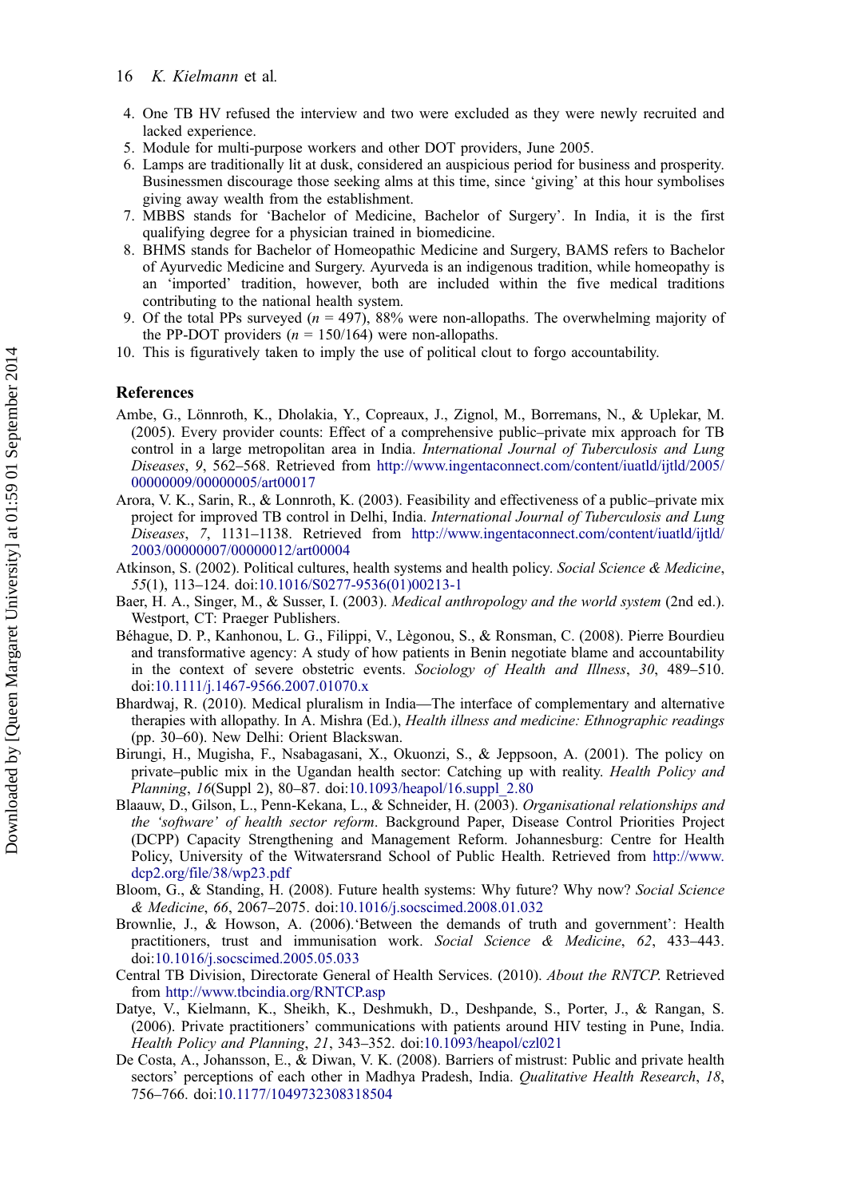4. One TB HV refused the interview and two were excluded as they were newly recruited and lacked experience.
5. Module for multi-purpose workers and other DOT providers, June 2005.
6. Lamps are traditionally lit at dusk, considered an auspicious period for business and prosperity. Businessmen discourage those seeking alms at this time, since 'giving' at this hour symbolises giving away wealth from the establishment.
7. MBBS stands for 'Bachelor of Medicine, Bachelor of Surgery'. In India, it is the first qualifying degree for a physician trained in biomedicine.
8. BHMS stands for Bachelor of Homeopathic Medicine and Surgery, BAMS refers to Bachelor of Ayurvedic Medicine and Surgery. Ayurveda is an indigenous tradition, while homeopathy is an 'imported' tradition, however, both are included within the five medical traditions contributing to the national health system.
9. Of the total PPs surveyed ($n$ = 497), 88% were non-allopaths. The overwhelming majority of the PP-DOT providers ($n$ = 150/164) were non-allopaths.
10. This is figuratively taken to imply the use of political clout to forgo accountability.

## References

Ambe, G., Lönnroth, K., Dholakia, Y., Copreaux, J., Zignol, M., Borremans, N., & Uplekar, M. (2005). Every provider counts: Effect of a comprehensive public–private mix approach for TB control in a large metropolitan area in India. *International Journal of Tuberculosis and Lung Diseases*, *9*, 562–568. Retrieved from http://www.ingentaconnect.com/content/iuatld/ijtld/2005/00000009/00000005/art00017

Arora, V. K., Sarin, R., & Lonnroth, K. (2003). Feasibility and effectiveness of a public–private mix project for improved TB control in Delhi, India. *International Journal of Tuberculosis and Lung Diseases*, *7*, 1131–1138. Retrieved from http://www.ingentaconnect.com/content/iuatld/ijtld/2003/00000007/00000012/art00004

Atkinson, S. (2002). Political cultures, health systems and health policy. *Social Science & Medicine*, *55*(1), 113–124. doi:10.1016/S0277-9536(01)00213-1

Baer, H. A., Singer, M., & Susser, I. (2003). *Medical anthropology and the world system* (2nd ed.). Westport, CT: Praeger Publishers.

Béhague, D. P., Kanhonou, L. G., Filippi, V., Lègonou, S., & Ronsman, C. (2008). Pierre Bourdieu and transformative agency: A study of how patients in Benin negotiate blame and accountability in the context of severe obstetric events. *Sociology of Health and Illness*, *30*, 489–510. doi:10.1111/j.1467-9566.2007.01070.x

Bhardwaj, R. (2010). Medical pluralism in India—The interface of complementary and alternative therapies with allopathy. In A. Mishra (Ed.), *Health illness and medicine: Ethnographic readings* (pp. 30–60). New Delhi: Orient Blackswan.

Birungi, H., Mugisha, F., Nsabagasani, X., Okuonzi, S., & Jeppsoon, A. (2001). The policy on private–public mix in the Ugandan health sector: Catching up with reality. *Health Policy and Planning*, *16*(Suppl 2), 80–87. doi:10.1093/heapol/16.suppl_2.80

Blaauw, D., Gilson, L., Penn-Kekana, L., & Schneider, H. (2003). *Organisational relationships and the 'software' of health sector reform*. Background Paper, Disease Control Priorities Project (DCPP) Capacity Strengthening and Management Reform. Johannesburg: Centre for Health Policy, University of the Witwatersrand School of Public Health. Retrieved from http://www.dcp2.org/file/38/wp23.pdf

Bloom, G., & Standing, H. (2008). Future health systems: Why future? Why now? *Social Science & Medicine*, *66*, 2067–2075. doi:10.1016/j.socscimed.2008.01.032

Brownlie, J., & Howson, A. (2006).'Between the demands of truth and government': Health practitioners, trust and immunisation work. *Social Science & Medicine*, *62*, 433–443. doi:10.1016/j.socscimed.2005.05.033

Central TB Division, Directorate General of Health Services. (2010). *About the RNTCP*. Retrieved from http://www.tbcindia.org/RNTCP.asp

Datye, V., Kielmann, K., Sheikh, K., Deshmukh, D., Deshpande, S., Porter, J., & Rangan, S. (2006). Private practitioners' communications with patients around HIV testing in Pune, India. *Health Policy and Planning*, *21*, 343–352. doi:10.1093/heapol/czl021

De Costa, A., Johansson, E., & Diwan, V. K. (2008). Barriers of mistrust: Public and private health sectors' perceptions of each other in Madhya Pradesh, India. *Qualitative Health Research*, *18*, 756–766. doi:10.1177/1049732308318504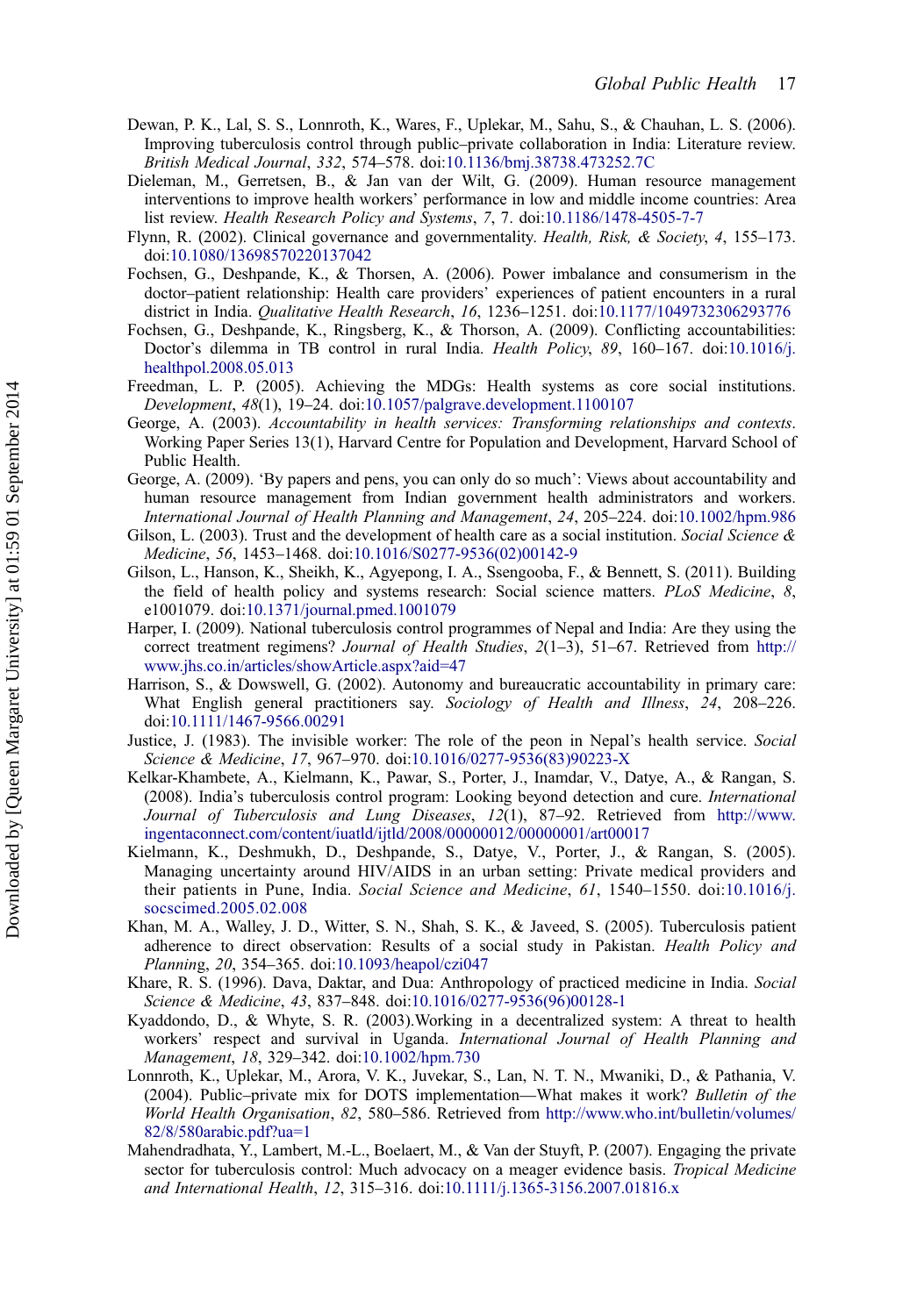Dewan, P. K., Lal, S. S., Lonnroth, K., Wares, F., Uplekar, M., Sahu, S., & Chauhan, L. S. (2006). Improving tuberculosis control through public–private collaboration in India: Literature review. *British Medical Journal*, *332*, 574–578. doi:10.1136/bmj.38738.473252.7C

Dieleman, M., Gerretsen, B., & Jan van der Wilt, G. (2009). Human resource management interventions to improve health workers' performance in low and middle income countries: Area list review. *Health Research Policy and Systems*, *7*, 7. doi:10.1186/1478-4505-7-7

Flynn, R. (2002). Clinical governance and governmentality. *Health, Risk, & Society*, *4*, 155–173. doi:10.1080/13698570220137042

Fochsen, G., Deshpande, K., & Thorsen, A. (2006). Power imbalance and consumerism in the doctor–patient relationship: Health care providers' experiences of patient encounters in a rural district in India. *Qualitative Health Research*, *16*, 1236–1251. doi:10.1177/1049732306293776

Fochsen, G., Deshpande, K., Ringsberg, K., & Thorson, A. (2009). Conflicting accountabilities: Doctor's dilemma in TB control in rural India. *Health Policy*, *89*, 160–167. doi:10.1016/j.healthpol.2008.05.013

Freedman, L. P. (2005). Achieving the MDGs: Health systems as core social institutions. *Development*, *48*(1), 19–24. doi:10.1057/palgrave.development.1100107

George, A. (2003). *Accountability in health services: Transforming relationships and contexts*. Working Paper Series 13(1), Harvard Centre for Population and Development, Harvard School of Public Health.

George, A. (2009). 'By papers and pens, you can only do so much': Views about accountability and human resource management from Indian government health administrators and workers. *International Journal of Health Planning and Management*, *24*, 205–224. doi:10.1002/hpm.986

Gilson, L. (2003). Trust and the development of health care as a social institution. *Social Science & Medicine*, *56*, 1453–1468. doi:10.1016/S0277-9536(02)00142-9

Gilson, L., Hanson, K., Sheikh, K., Agyepong, I. A., Ssengooba, F., & Bennett, S. (2011). Building the field of health policy and systems research: Social science matters. *PLoS Medicine*, *8*, e1001079. doi:10.1371/journal.pmed.1001079

Harper, I. (2009). National tuberculosis control programmes of Nepal and India: Are they using the correct treatment regimens? *Journal of Health Studies*, *2*(1–3), 51–67. Retrieved from http://www.jhs.co.in/articles/showArticle.aspx?aid=47

Harrison, S., & Dowswell, G. (2002). Autonomy and bureaucratic accountability in primary care: What English general practitioners say. *Sociology of Health and Illness*, *24*, 208–226. doi:10.1111/1467-9566.00291

Justice, J. (1983). The invisible worker: The role of the peon in Nepal's health service. *Social Science & Medicine*, *17*, 967–970. doi:10.1016/0277-9536(83)90223-X

Kelkar-Khambete, A., Kielmann, K., Pawar, S., Porter, J., Inamdar, V., Datye, A., & Rangan, S. (2008). India's tuberculosis control program: Looking beyond detection and cure. *International Journal of Tuberculosis and Lung Diseases*, *12*(1), 87–92. Retrieved from http://www.ingentaconnect.com/content/iuatld/ijtld/2008/00000012/00000001/art00017

Kielmann, K., Deshmukh, D., Deshpande, S., Datye, V., Porter, J., & Rangan, S. (2005). Managing uncertainty around HIV/AIDS in an urban setting: Private medical providers and their patients in Pune, India. *Social Science and Medicine*, *61*, 1540–1550. doi:10.1016/j.socscimed.2005.02.008

Khan, M. A., Walley, J. D., Witter, S. N., Shah, S. K., & Javeed, S. (2005). Tuberculosis patient adherence to direct observation: Results of a social study in Pakistan. *Health Policy and Planning*, *20*, 354–365. doi:10.1093/heapol/czi047

Khare, R. S. (1996). Dava, Daktar, and Dua: Anthropology of practiced medicine in India. *Social Science & Medicine*, *43*, 837–848. doi:10.1016/0277-9536(96)00128-1

Kyaddondo, D., & Whyte, S. R. (2003).Working in a decentralized system: A threat to health workers' respect and survival in Uganda. *International Journal of Health Planning and Management*, *18*, 329–342. doi:10.1002/hpm.730

Lonnroth, K., Uplekar, M., Arora, V. K., Juvekar, S., Lan, N. T. N., Mwaniki, D., & Pathania, V. (2004). Public–private mix for DOTS implementation—What makes it work? *Bulletin of the World Health Organisation*, *82*, 580–586. Retrieved from http://www.who.int/bulletin/volumes/82/8/580arabic.pdf?ua=1

Mahendradhata, Y., Lambert, M.-L., Boelaert, M., & Van der Stuyft, P. (2007). Engaging the private sector for tuberculosis control: Much advocacy on a meager evidence basis. *Tropical Medicine and International Health*, *12*, 315–316. doi:10.1111/j.1365-3156.2007.01816.x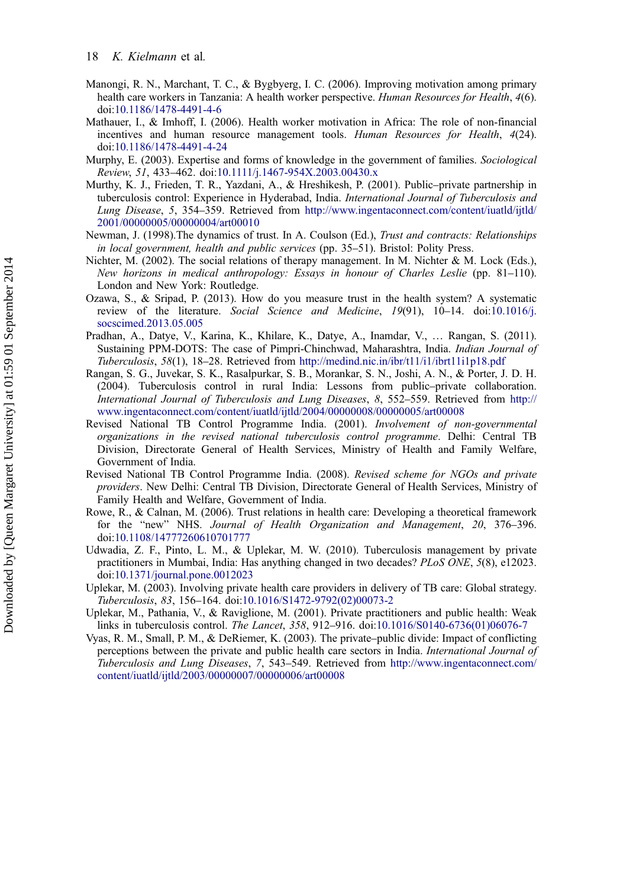Manongi, R. N., Marchant, T. C., & Bygbyerg, I. C. (2006). Improving motivation among primary health care workers in Tanzania: A health worker perspective. *Human Resources for Health*, *4*(6). doi:10.1186/1478-4491-4-6

Mathauer, I., & Imhoff, I. (2006). Health worker motivation in Africa: The role of non-financial incentives and human resource management tools. *Human Resources for Health*, *4*(24). doi:10.1186/1478-4491-4-24

Murphy, E. (2003). Expertise and forms of knowledge in the government of families. *Sociological Review*, *51*, 433–462. doi:10.1111/j.1467-954X.2003.00430.x

Murthy, K. J., Frieden, T. R., Yazdani, A., & Hreshikesh, P. (2001). Public–private partnership in tuberculosis control: Experience in Hyderabad, India. *International Journal of Tuberculosis and Lung Disease*, *5*, 354–359. Retrieved from http://www.ingentaconnect.com/content/iuatld/ijtld/2001/00000005/00000004/art00010

Newman, J. (1998).The dynamics of trust. In A. Coulson (Ed.), *Trust and contracts: Relationships in local government, health and public services* (pp. 35–51). Bristol: Polity Press.

Nichter, M. (2002). The social relations of therapy management. In M. Nichter & M. Lock (Eds.), *New horizons in medical anthropology: Essays in honour of Charles Leslie* (pp. 81–110). London and New York: Routledge.

Ozawa, S., & Sripad, P. (2013). How do you measure trust in the health system? A systematic review of the literature. *Social Science and Medicine*, *19*(91), 10–14. doi:10.1016/j.socscimed.2013.05.005

Pradhan, A., Datye, V., Karina, K., Khilare, K., Datye, A., Inamdar, V., … Rangan, S. (2011). Sustaining PPM-DOTS: The case of Pimpri-Chinchwad, Maharashtra, India. *Indian Journal of Tuberculosis*, *58*(1), 18–28. Retrieved from http://medind.nic.in/ibr/t11/i1/ibrt11i1p18.pdf

Rangan, S. G., Juvekar, S. K., Rasalpurkar, S. B., Morankar, S. N., Joshi, A. N., & Porter, J. D. H. (2004). Tuberculosis control in rural India: Lessons from public–private collaboration. *International Journal of Tuberculosis and Lung Diseases*, *8*, 552–559. Retrieved from http://www.ingentaconnect.com/content/iuatld/ijtld/2004/00000008/00000005/art00008

Revised National TB Control Programme India. (2001). *Involvement of non-governmental organizations in the revised national tuberculosis control programme*. Delhi: Central TB Division, Directorate General of Health Services, Ministry of Health and Family Welfare, Government of India.

Revised National TB Control Programme India. (2008). *Revised scheme for NGOs and private providers*. New Delhi: Central TB Division, Directorate General of Health Services, Ministry of Family Health and Welfare, Government of India.

Rowe, R., & Calnan, M. (2006). Trust relations in health care: Developing a theoretical framework for the "new" NHS. *Journal of Health Organization and Management*, *20*, 376–396. doi:10.1108/14777260610701777

Udwadia, Z. F., Pinto, L. M., & Uplekar, M. W. (2010). Tuberculosis management by private practitioners in Mumbai, India: Has anything changed in two decades? *PLoS ONE*, *5*(8), e12023. doi:10.1371/journal.pone.0012023

Uplekar, M. (2003). Involving private health care providers in delivery of TB care: Global strategy. *Tuberculosis*, *83*, 156–164. doi:10.1016/S1472-9792(02)00073-2

Uplekar, M., Pathania, V., & Raviglione, M. (2001). Private practitioners and public health: Weak links in tuberculosis control. *The Lancet*, *358*, 912–916. doi:10.1016/S0140-6736(01)06076-7

Vyas, R. M., Small, P. M., & DeRiemer, K. (2003). The private–public divide: Impact of conflicting perceptions between the private and public health care sectors in India. *International Journal of Tuberculosis and Lung Diseases*, *7*, 543–549. Retrieved from http://www.ingentaconnect.com/content/iuatld/ijtld/2003/00000007/00000006/art00008